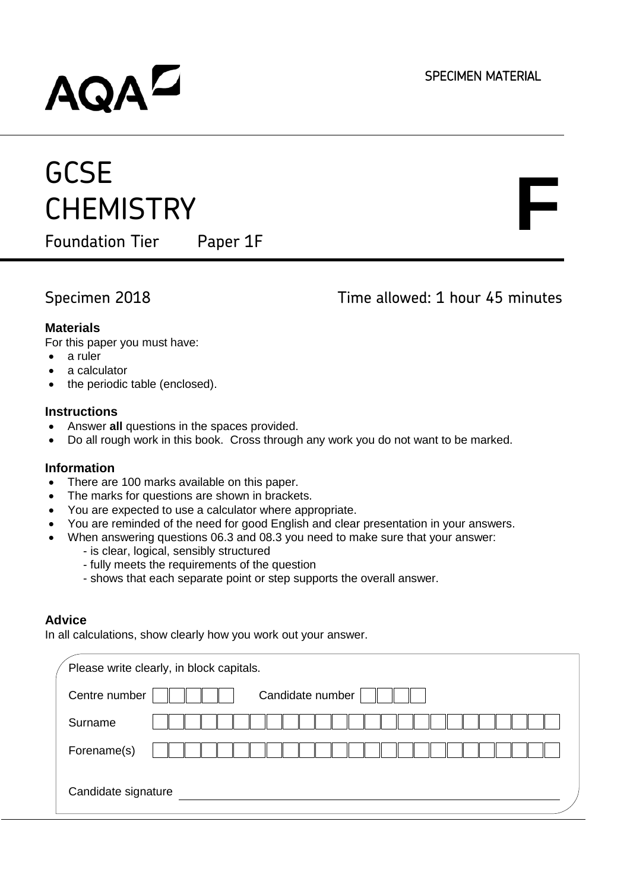AQA

SPECIMEN MATERIAL

# GCSE CHEMISTRY

**F**

Foundation Tier Paper 1F

Specimen 2018

Time allowed: 1 hour 45 minutes

### Materials

For this paper you must have:

- a ruler
- a calculator
- the periodic table (enclosed).

### Instructions

- Answer **all** questions in the spaces provided.
- Do all rough work in this book. Cross through any work you do not want to be marked.

### Information

- There are 100 marks available on this paper.
- The marks for questions are shown in brackets.
- You are expected to use a calculator where appropriate.
- You are reminded of the need for good English and clear presentation in your answers.
- When answering questions 06.3 and 08.3 you need to make sure that your answer:
  - is clear, logical, sensibly structured
  - fully meets the requirements of the question
  - shows that each separate point or step supports the overall answer.

### Advice

In all calculations, show clearly how you work out your answer.

Please write clearly, in block capitals.

Centre number

Candidate number

Surname

Forename(s)

Candidate signature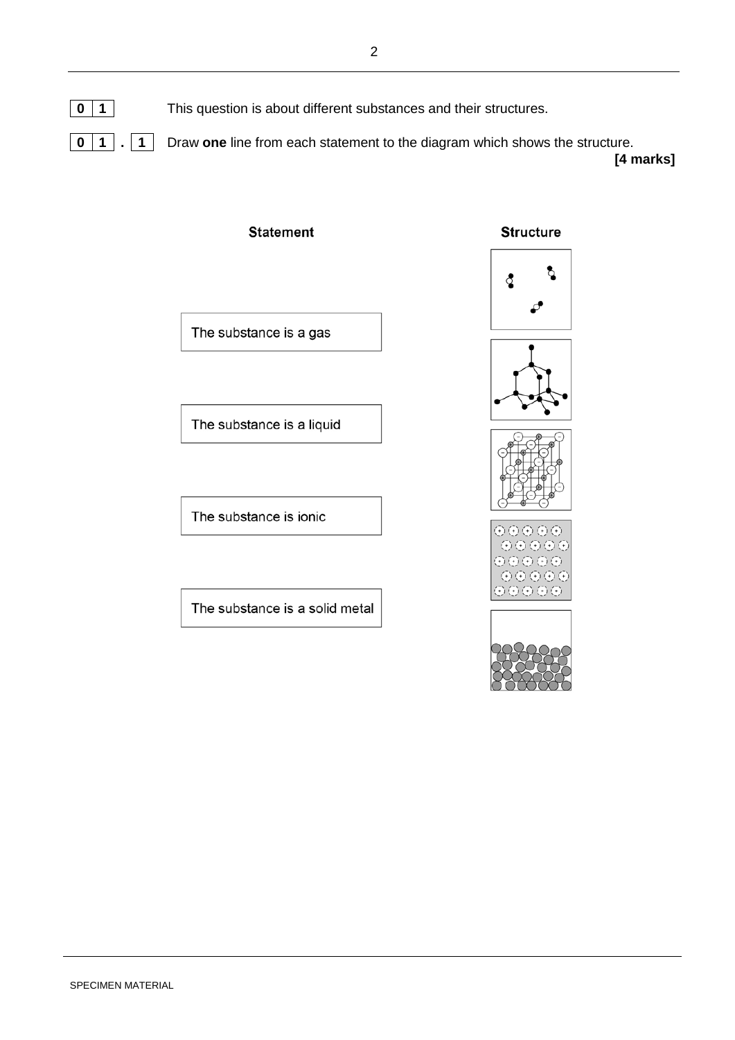**0 1** This question is about different substances and their structures.

**0 1 . 1** Draw **one** line from each statement to the diagram which shows the structure.

**[4 marks]**

| Statement | Structure |
| --- | --- |
| The substance is a gas | |
| The substance is a liquid | |
| The substance is ionic | |
| The substance is a solid metal | |

SPECIMEN MATERIAL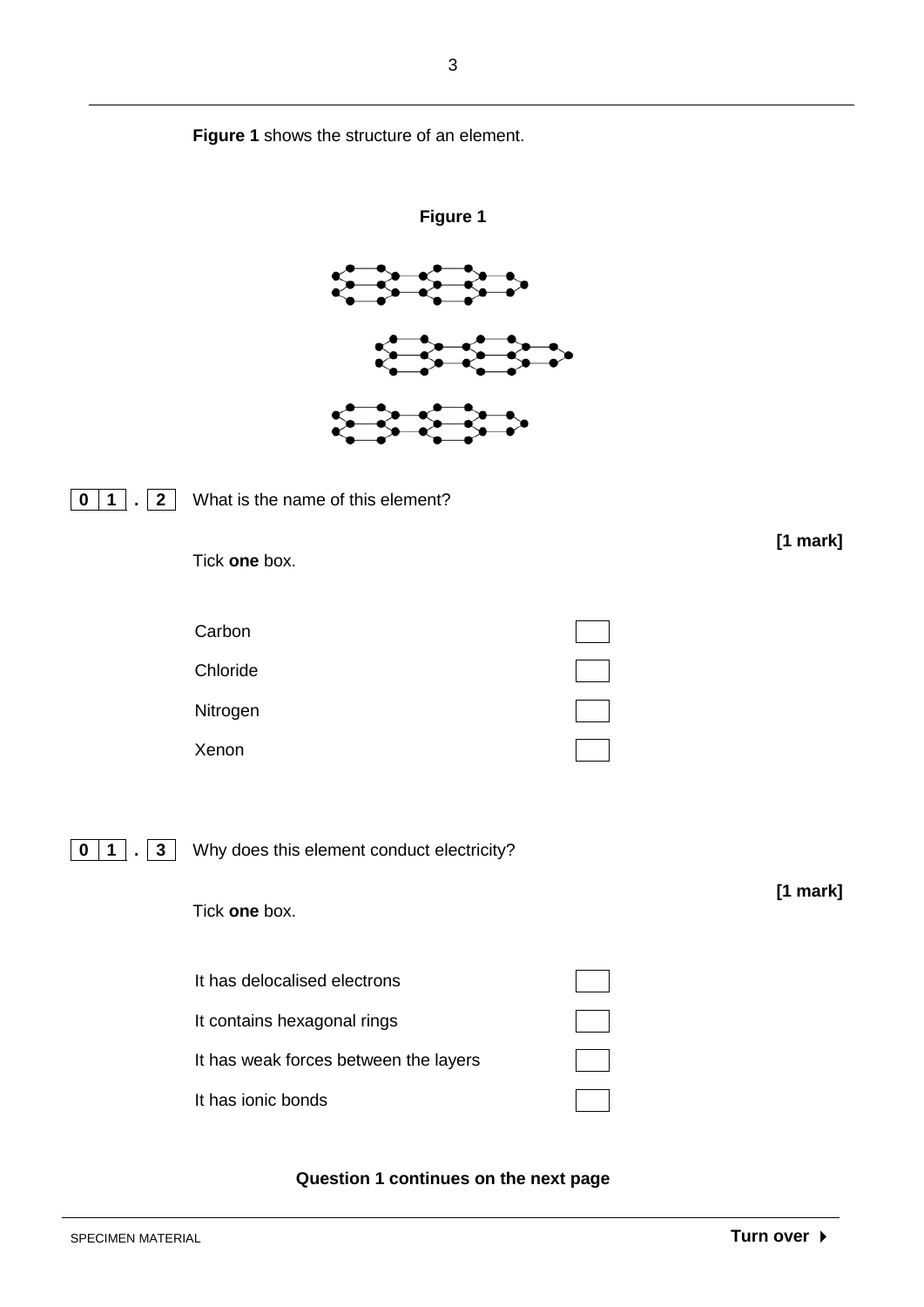**Figure 1** shows the structure of an element.

**Figure 1**

**0 1 . 2** What is the name of this element?

**[1 mark]**

Tick **one** box.

- Carbon ☐
- Chloride ☐
- Nitrogen ☐
- Xenon ☐

**0 1 . 3** Why does this element conduct electricity?

**[1 mark]**

Tick **one** box.

- It has delocalised electrons ☐
- It contains hexagonal rings ☐
- It has weak forces between the layers ☐
- It has ionic bonds ☐

**Question 1 continues on the next page**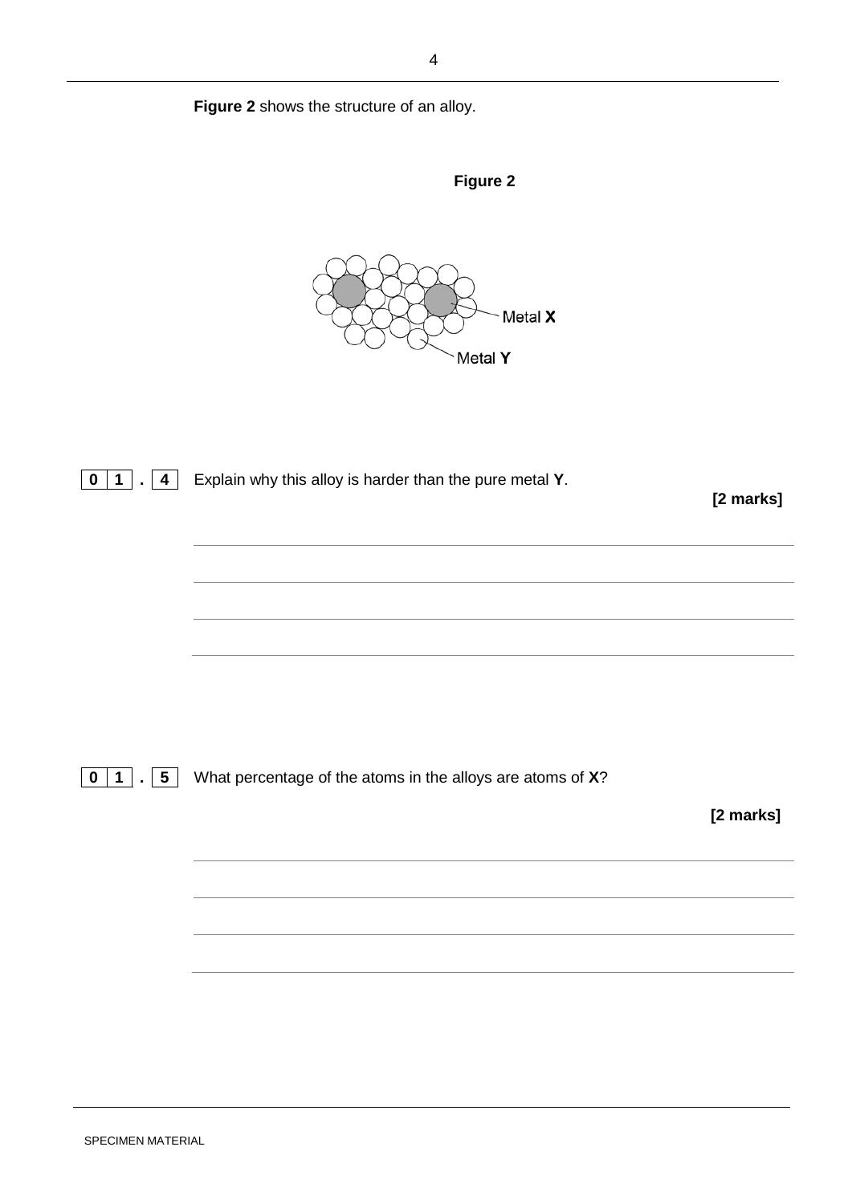**Figure 2** shows the structure of an alloy.

**Figure 2**

Metal **X**

Metal **Y**

**0 1 . 4** Explain why this alloy is harder than the pure metal **Y**.

**[2 marks]**

**0 1 . 5** What percentage of the atoms in the alloys are atoms of **X**?

**[2 marks]**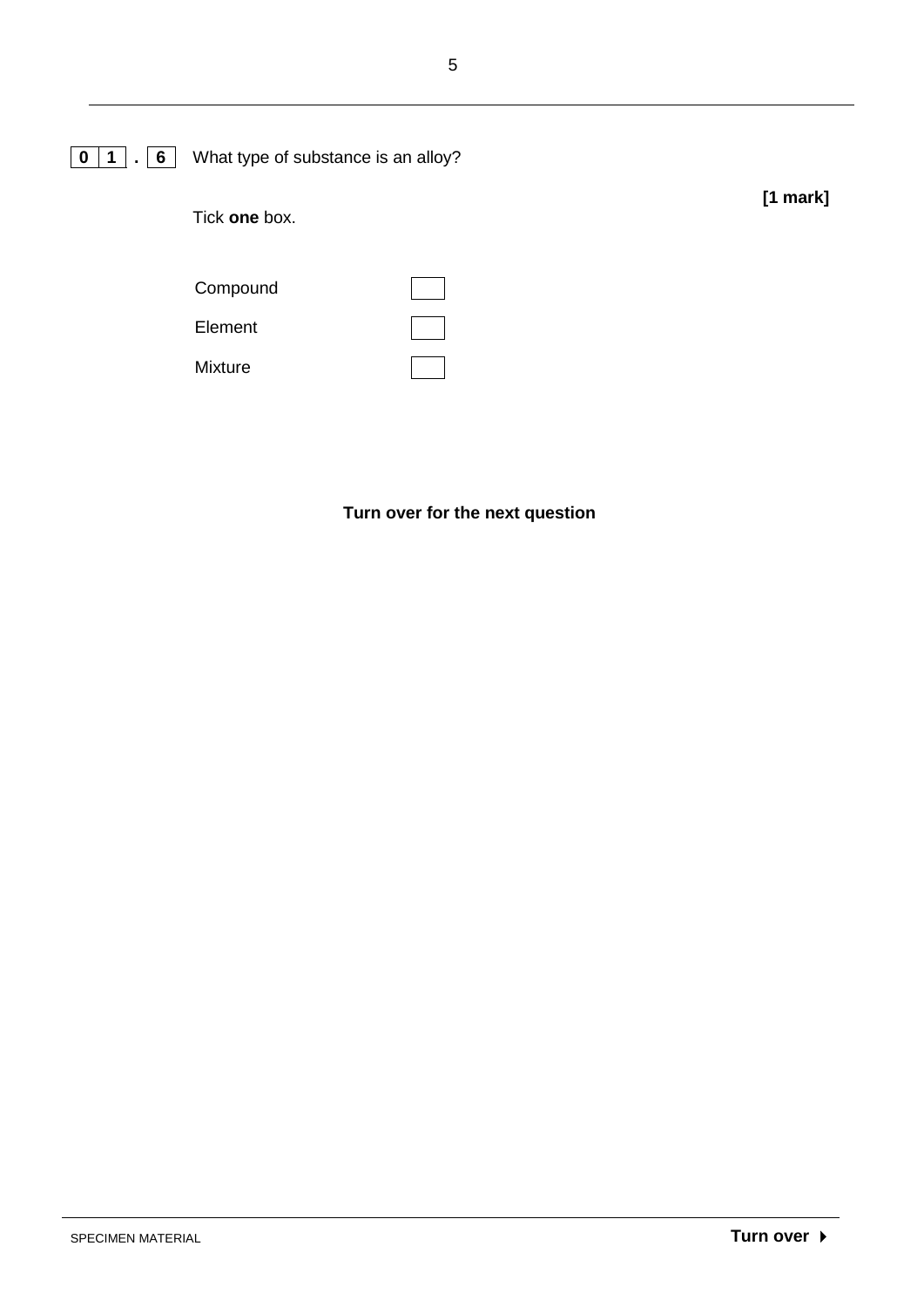**0 1 . 6** What type of substance is an alloy?

**[1 mark]**

Tick **one** box.

| | |
|---|---|
| Compound | ☐ |
| Element | ☐ |
| Mixture | ☐ |

**Turn over for the next question**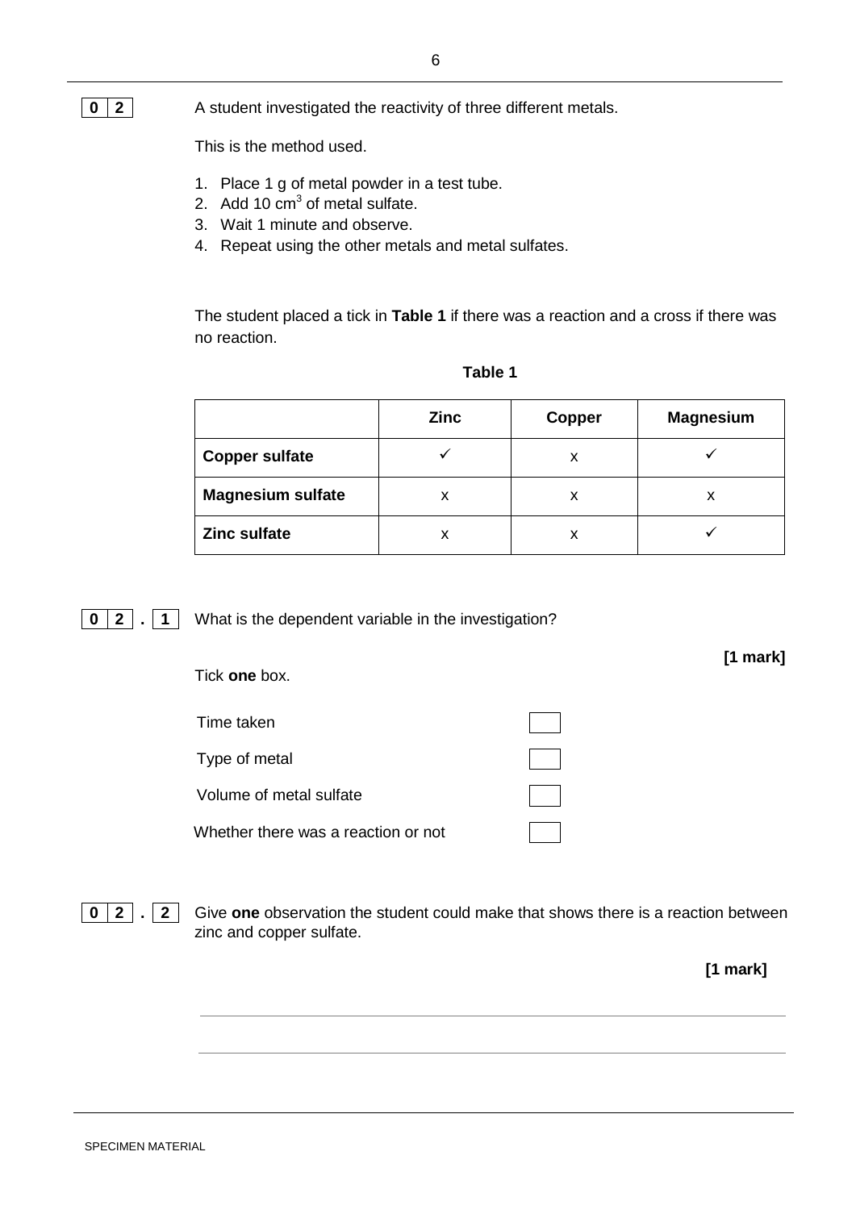**0 2** A student investigated the reactivity of three different metals.

This is the method used.

1. Place 1 g of metal powder in a test tube.
2. Add 10 $cm^3$ of metal sulfate.
3. Wait 1 minute and observe.
4. Repeat using the other metals and metal sulfates.

The student placed a tick in **Table 1** if there was a reaction and a cross if there was no reaction.

**Table 1**

| | **Zinc** | **Copper** | **Magnesium** |
|---|---|---|---|
| **Copper sulfate** | ✓ | x | ✓ |
| **Magnesium sulfate** | x | x | x |
| **Zinc sulfate** | x | x | ✓ |

**0 2 . 1** What is the dependent variable in the investigation?

**[1 mark]**

Tick **one** box.

- [ ] Time taken
- [ ] Type of metal
- [ ] Volume of metal sulfate
- [ ] Whether there was a reaction or not

**0 2 . 2** Give **one** observation the student could make that shows there is a reaction between zinc and copper sulfate.

**[1 mark]**

___________________________________________________________________

___________________________________________________________________

SPECIMEN MATERIAL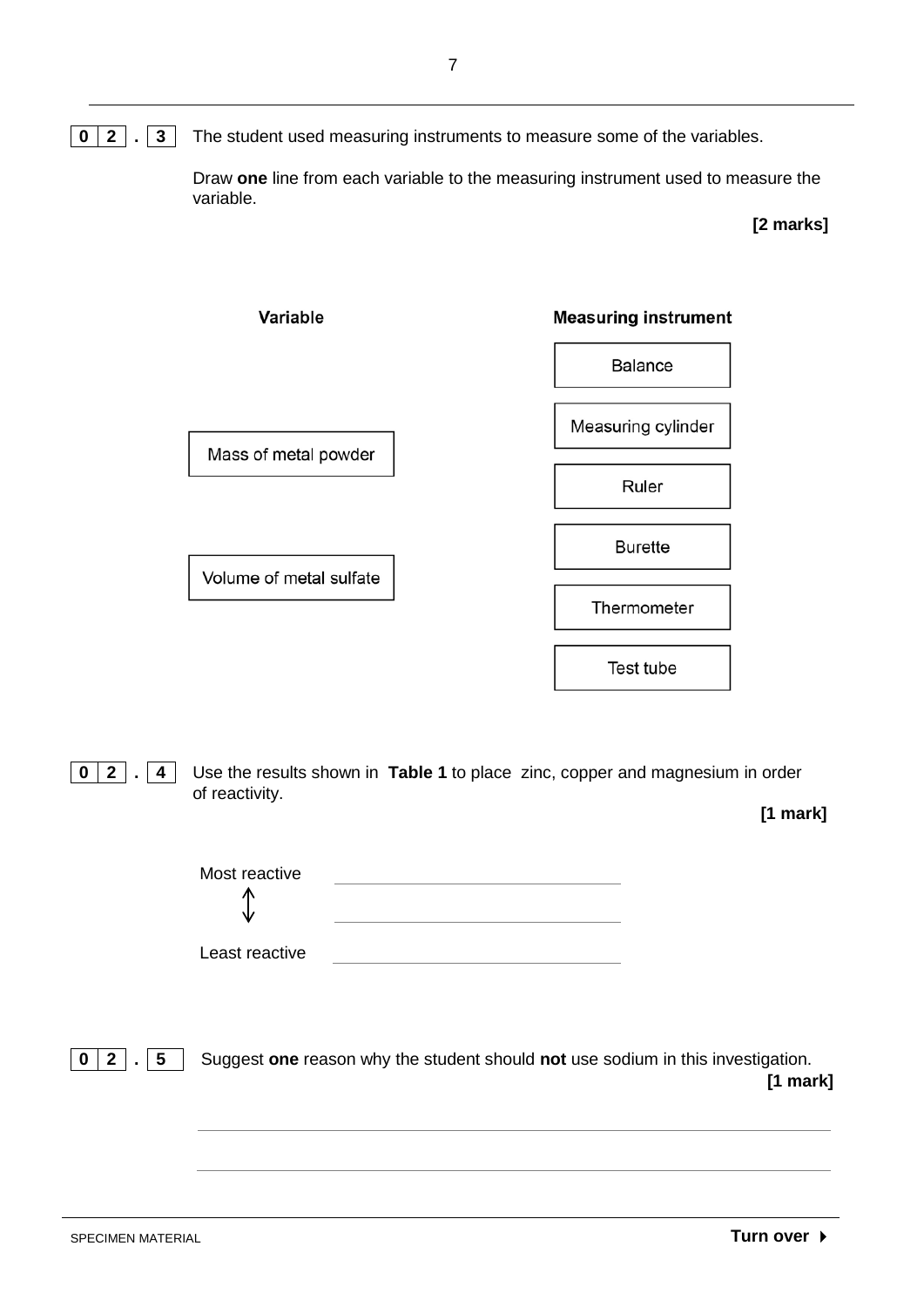**0 2 . 3** The student used measuring instruments to measure some of the variables.

Draw **one** line from each variable to the measuring instrument used to measure the variable.

**[2 marks]**

| Variable | Measuring instrument |
| --- | --- |
| | Balance |
| Mass of metal powder | Measuring cylinder |
| | Ruler |
| Volume of metal sulfate | Burette |
| | Thermometer |
| | Test tube |

**0 2 . 4** Use the results shown in **Table 1** to place zinc, copper and magnesium in order of reactivity.

**[1 mark]**

Most reactive ____________________

↕ ____________________

Least reactive ____________________

**0 2 . 5** Suggest **one** reason why the student should **not** use sodium in this investigation.

**[1 mark]**

______________________________________________________________________

______________________________________________________________________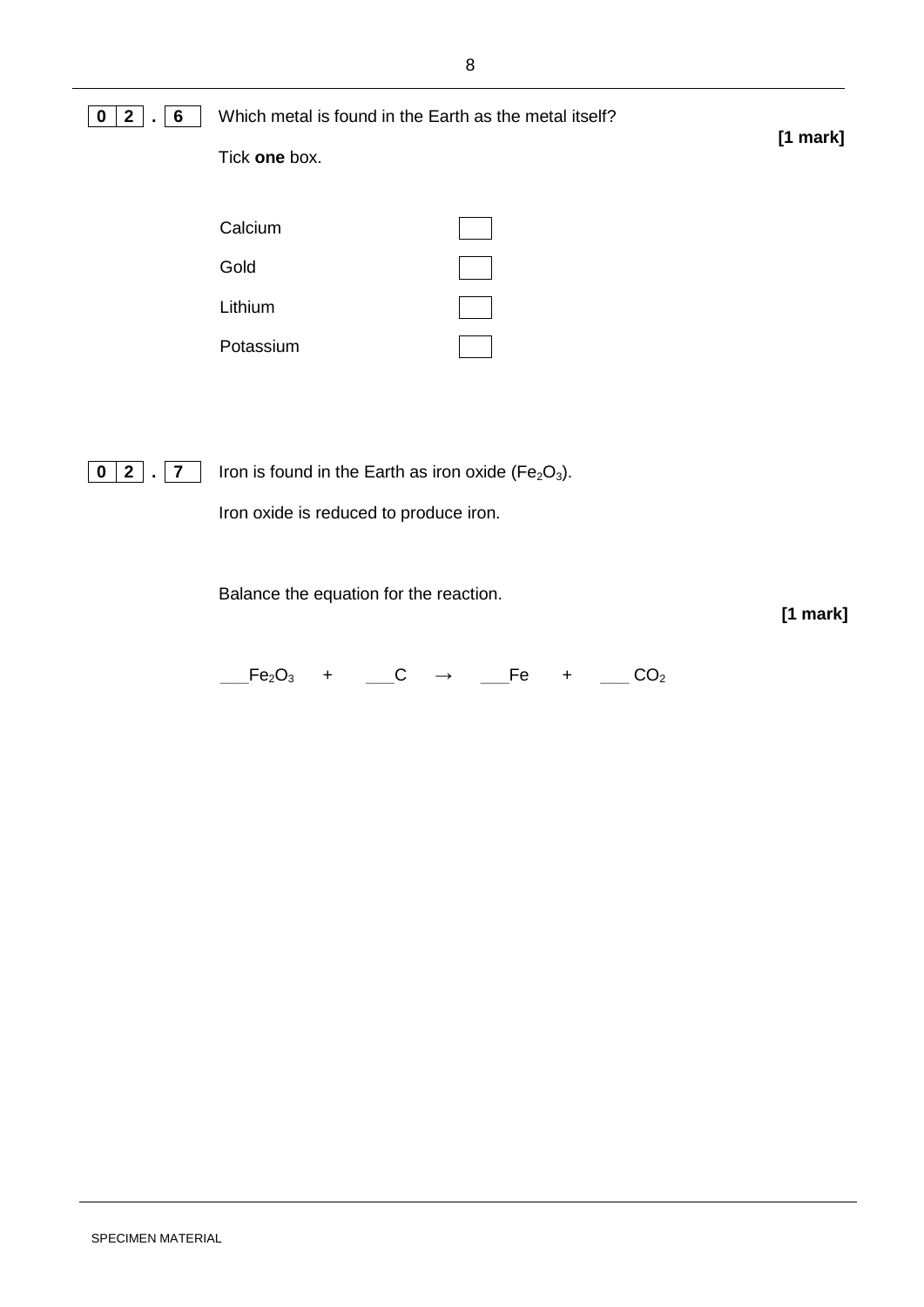**0 2 . 6** Which metal is found in the Earth as the metal itself?

**[1 mark]**

Tick **one** box.

| | |
|---|---|
| Calcium | ☐ |
| Gold | ☐ |
| Lithium | ☐ |
| Potassium | ☐ |

**0 2 . 7** Iron is found in the Earth as iron oxide ($Fe_2O_3$).

Iron oxide is reduced to produce iron.

Balance the equation for the reaction.

**[1 mark]**

$$\_\_\_Fe_2O_3 \quad + \quad \_\_\_C \quad \rightarrow \quad \_\_\_Fe \quad + \quad \_\_\_CO_2$$

SPECIMEN MATERIAL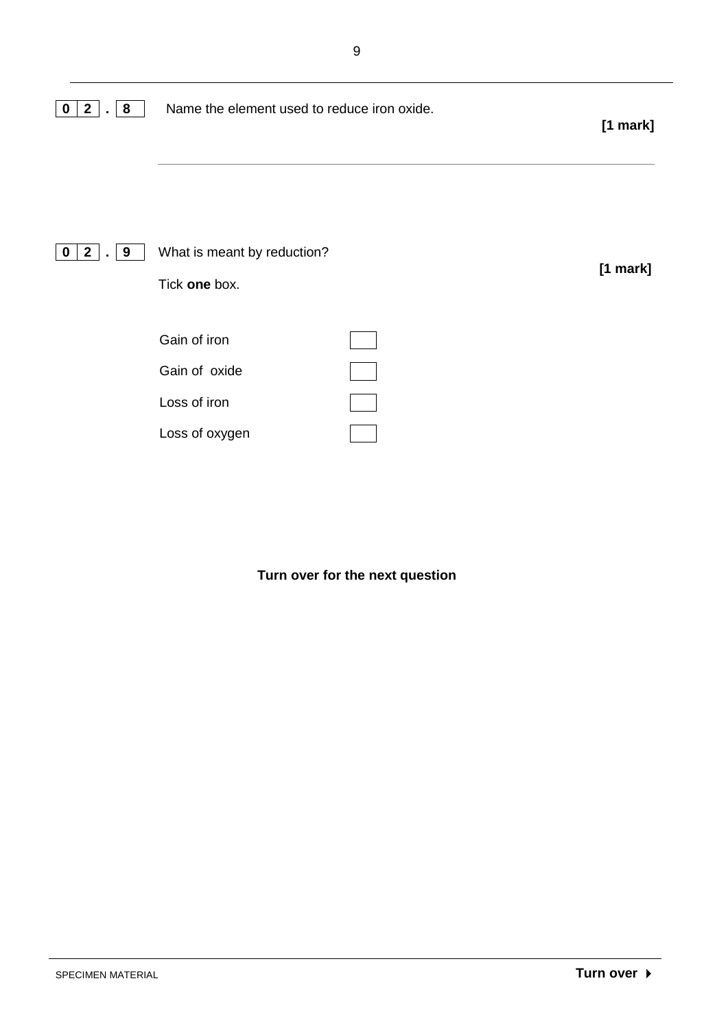**0 2 . 8** Name the element used to reduce iron oxide.

**[1 mark]**

______________________________________________________________________

**0 2 . 9** What is meant by reduction?

**[1 mark]**

Tick **one** box.

| | |
|---|---|
| Gain of iron | ☐ |
| Gain of  oxide | ☐ |
| Loss of iron | ☐ |
| Loss of oxygen | ☐ |

**Turn over for the next question**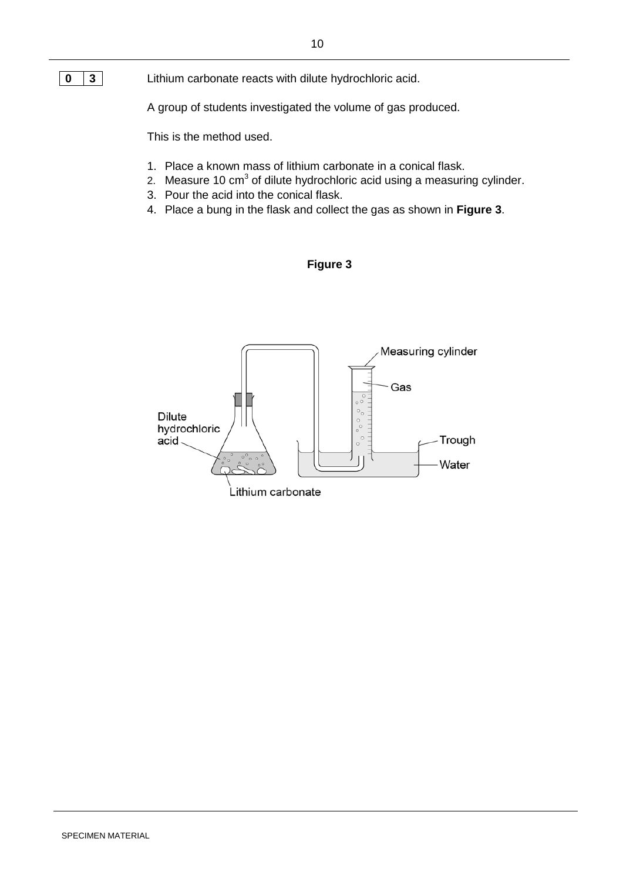**0 3** Lithium carbonate reacts with dilute hydrochloric acid.

A group of students investigated the volume of gas produced.

This is the method used.

1. Place a known mass of lithium carbonate in a conical flask.
2. Measure 10 $cm^3$ of dilute hydrochloric acid using a measuring cylinder.
3. Pour the acid into the conical flask.
4. Place a bung in the flask and collect the gas as shown in **Figure 3**.

**Figure 3**

Measuring cylinder

Gas

Dilute hydrochloric acid

Trough

Water

Lithium carbonate

SPECIMEN MATERIAL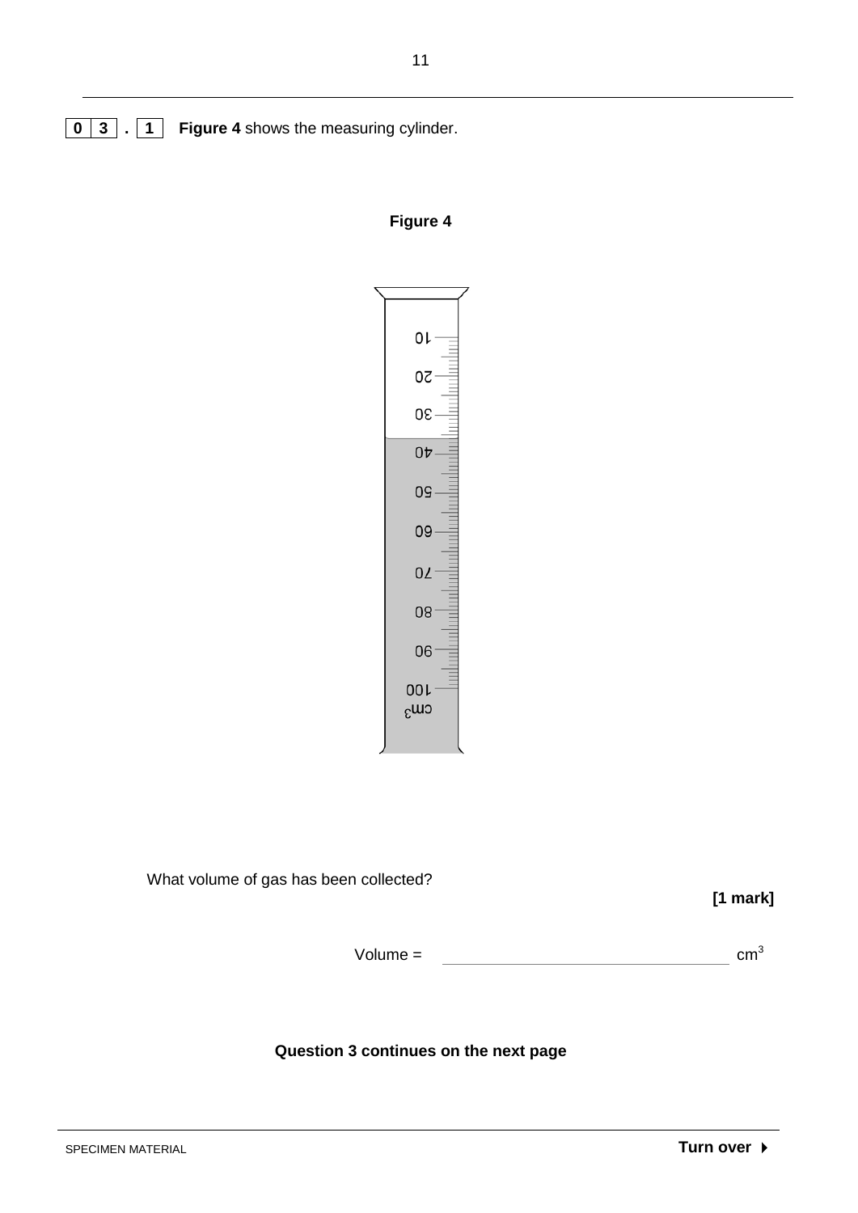**0 3 . 1** **Figure 4** shows the measuring cylinder.

**Figure 4**

What volume of gas has been collected?

**[1 mark]**

Volume = ____________________ $cm^3$

**Question 3 continues on the next page**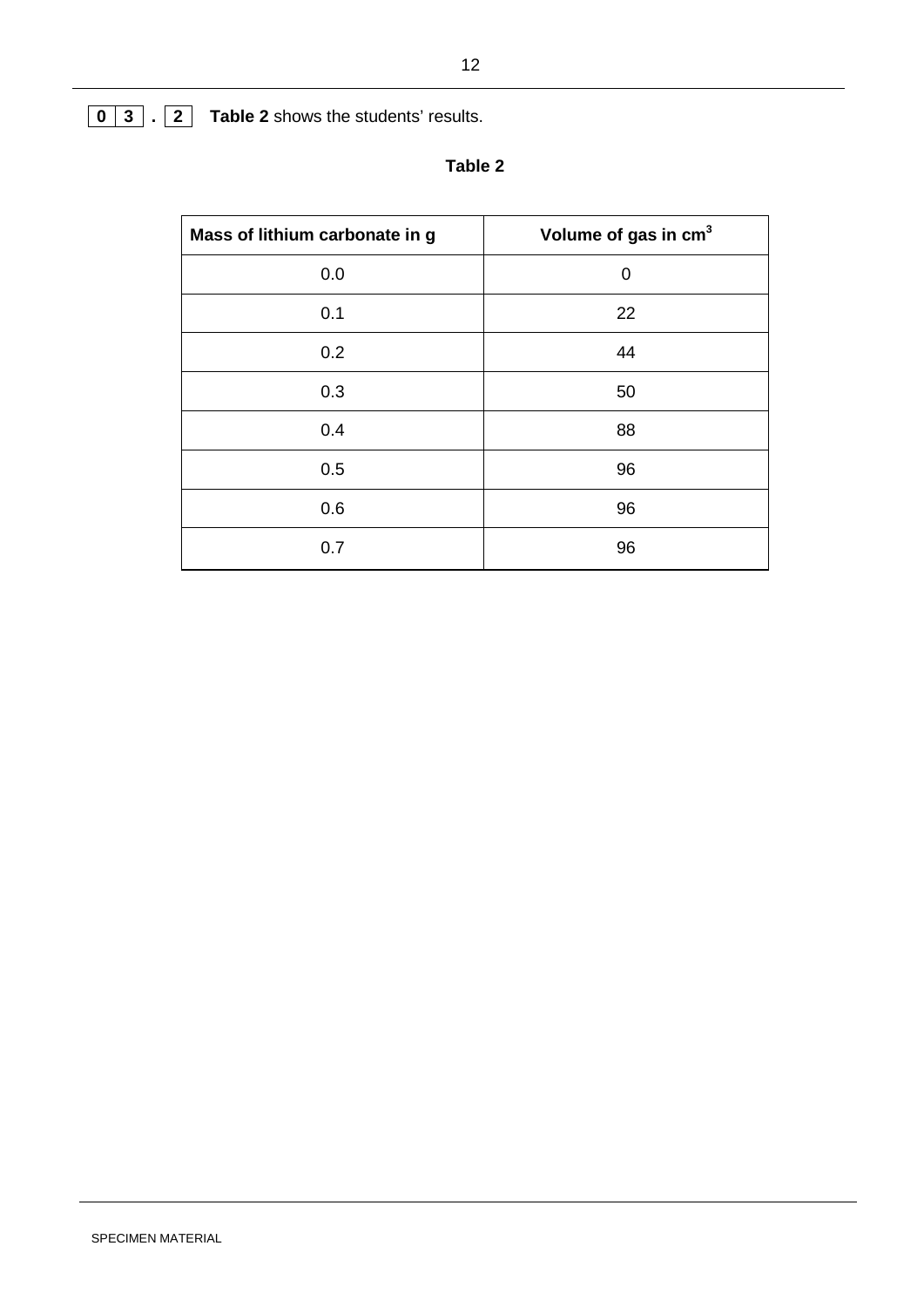**0 3 . 2** **Table 2** shows the students' results.

**Table 2**

| Mass of lithium carbonate in g | Volume of gas in $cm^3$ |
| --- | --- |
| 0.0 | 0 |
| 0.1 | 22 |
| 0.2 | 44 |
| 0.3 | 50 |
| 0.4 | 88 |
| 0.5 | 96 |
| 0.6 | 96 |
| 0.7 | 96 |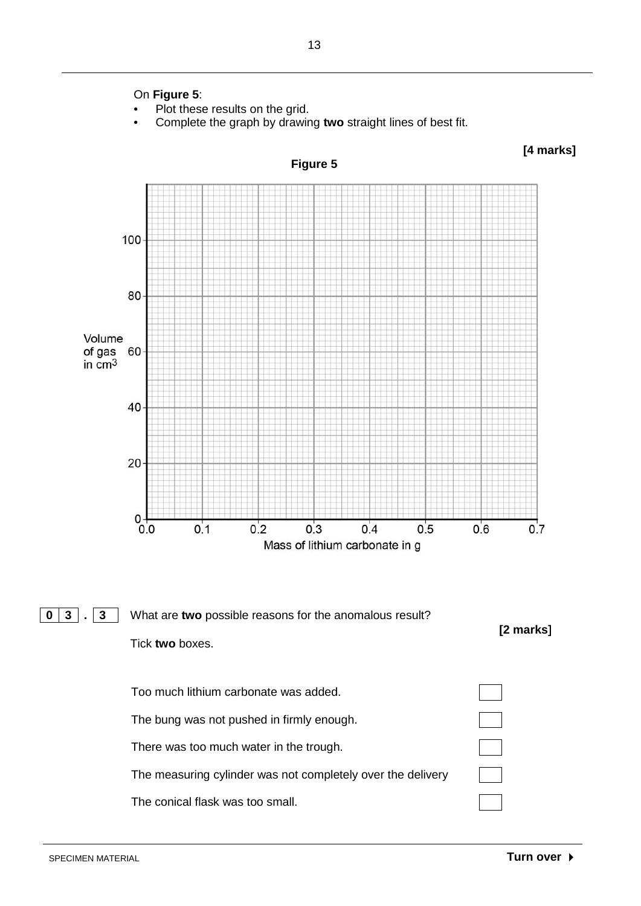On **Figure 5**:

- Plot these results on the grid.
- Complete the graph by drawing **two** straight lines of best fit.

**[4 marks]**

**Figure 5**

Volume of gas in $cm^3$

0, 20, 40, 60, 80, 100

Mass of lithium carbonate in g

0.0, 0.1, 0.2, 0.3, 0.4, 0.5, 0.6, 0.7

**0 3 . 3** What are **two** possible reasons for the anomalous result?

**[2 marks]**

Tick **two** boxes.

| | |
|---|---|
| Too much lithium carbonate was added. | ☐ |
| The bung was not pushed in firmly enough. | ☐ |
| There was too much water in the trough. | ☐ |
| The measuring cylinder was not completely over the delivery | ☐ |
| The conical flask was too small. | ☐ |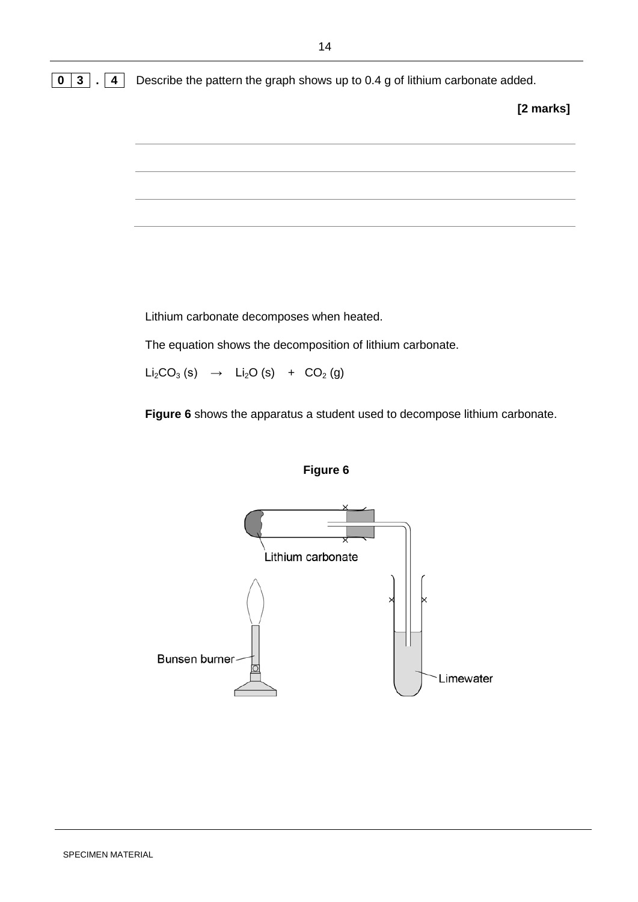**0 3 . 4** Describe the pattern the graph shows up to 0.4 g of lithium carbonate added.

**[2 marks]**

Lithium carbonate decomposes when heated.

The equation shows the decomposition of lithium carbonate.

$Li_2CO_3$ (s) $\rightarrow$ $Li_2O$ (s) + $CO_2$ (g)

**Figure 6** shows the apparatus a student used to decompose lithium carbonate.

**Figure 6**

Lithium carbonate

Bunsen burner

Limewater

SPECIMEN MATERIAL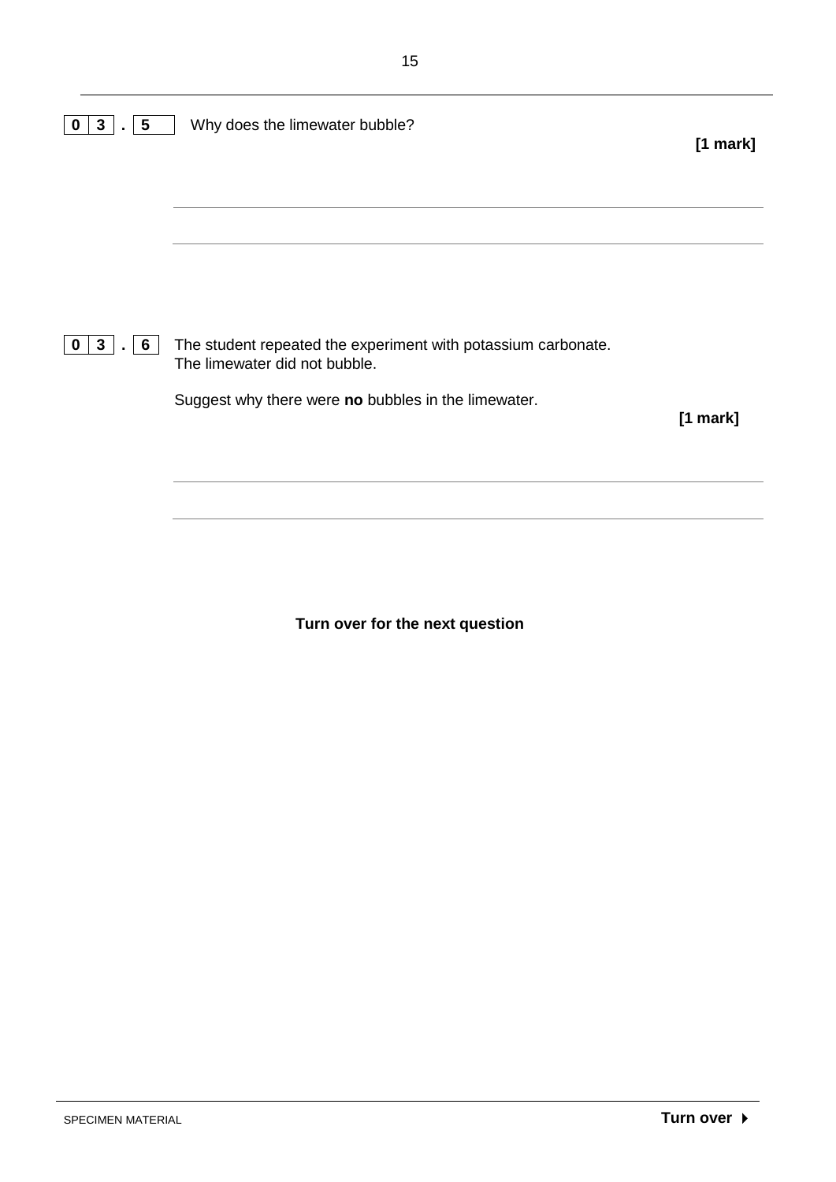**0 3 . 5** Why does the limewater bubble?

**[1 mark]**

______________________________________________________________________

______________________________________________________________________

**0 3 . 6** The student repeated the experiment with potassium carbonate.
The limewater did not bubble.

Suggest why there were **no** bubbles in the limewater.

**[1 mark]**

______________________________________________________________________

______________________________________________________________________

**Turn over for the next question**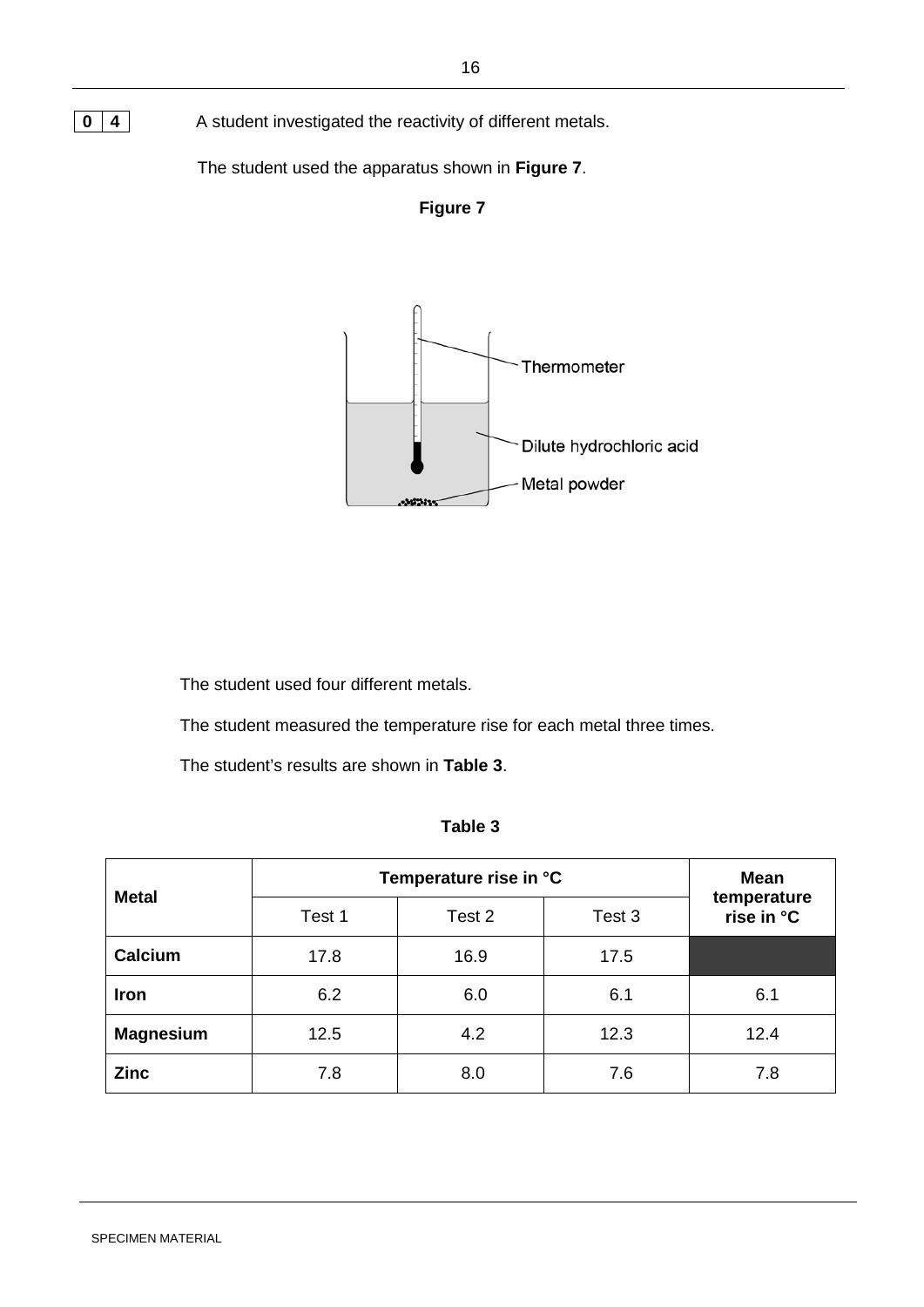**0 4** A student investigated the reactivity of different metals.

The student used the apparatus shown in **Figure 7**.

**Figure 7**

Thermometer

Dilute hydrochloric acid

Metal powder

The student used four different metals.

The student measured the temperature rise for each metal three times.

The student's results are shown in **Table 3**.

**Table 3**

| **Metal** | **Temperature rise in °C** | | | **Mean temperature rise in °C** |
|---|---|---|---|---|
| | Test 1 | Test 2 | Test 3 | |
| **Calcium** | 17.8 | 16.9 | 17.5 | |
| **Iron** | 6.2 | 6.0 | 6.1 | 6.1 |
| **Magnesium** | 12.5 | 4.2 | 12.3 | 12.4 |
| **Zinc** | 7.8 | 8.0 | 7.6 | 7.8 |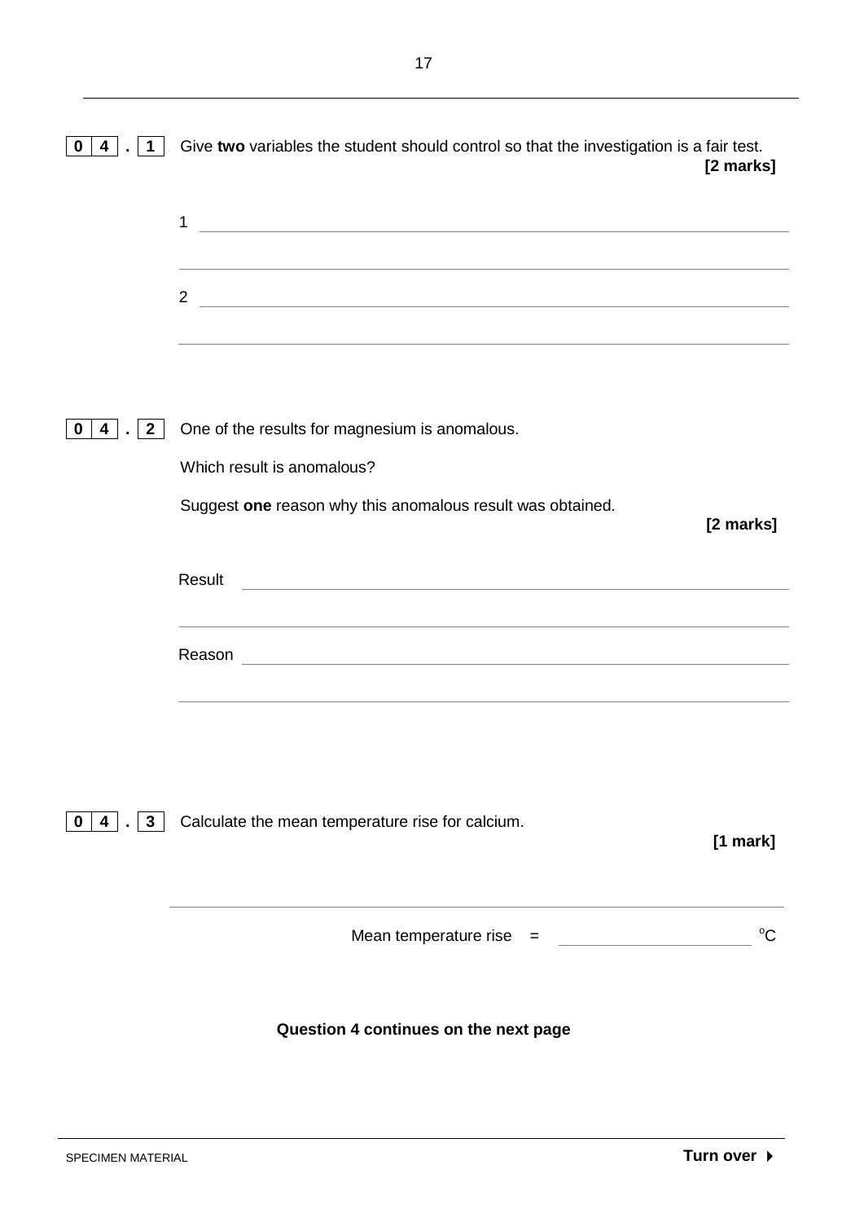**0 4 . 1** Give **two** variables the student should control so that the investigation is a fair test. **[2 marks]**

1 ____________________________________________

____________________________________________

2 ____________________________________________

____________________________________________

**0 4 . 2** One of the results for magnesium is anomalous.

Which result is anomalous?

Suggest **one** reason why this anomalous result was obtained. **[2 marks]**

Result ____________________________________________

____________________________________________

Reason ____________________________________________

____________________________________________

**0 4 . 3** Calculate the mean temperature rise for calcium. **[1 mark]**

____________________________________________

Mean temperature rise = ______________ °C

**Question 4 continues on the next page**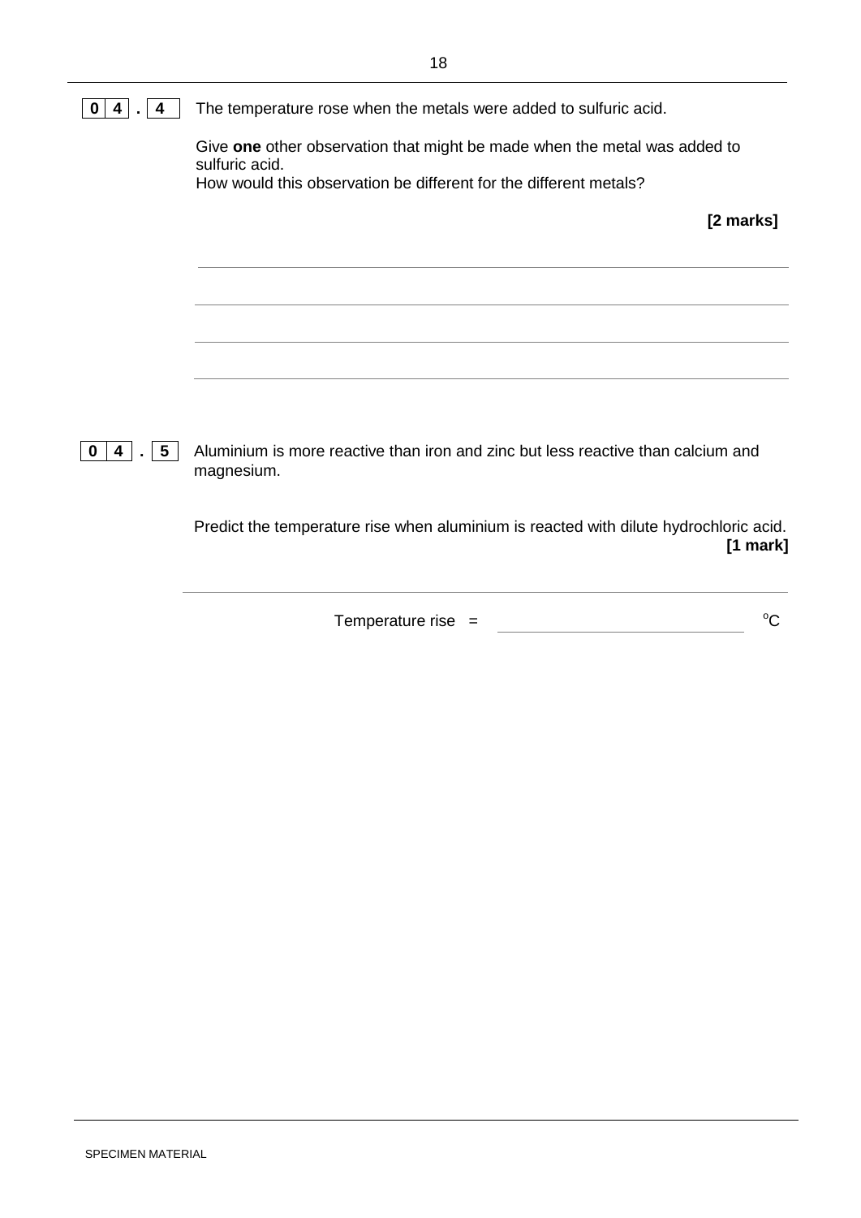**0 4 . 4** The temperature rose when the metals were added to sulfuric acid.

Give **one** other observation that might be made when the metal was added to sulfuric acid.
How would this observation be different for the different metals?

**[2 marks]**

______________________________________________________________________

______________________________________________________________________

______________________________________________________________________

______________________________________________________________________

**0 4 . 5** Aluminium is more reactive than iron and zinc but less reactive than calcium and magnesium.

Predict the temperature rise when aluminium is reacted with dilute hydrochloric acid.

**[1 mark]**

______________________________________________________________________

Temperature rise = ____________________ $^{o}C$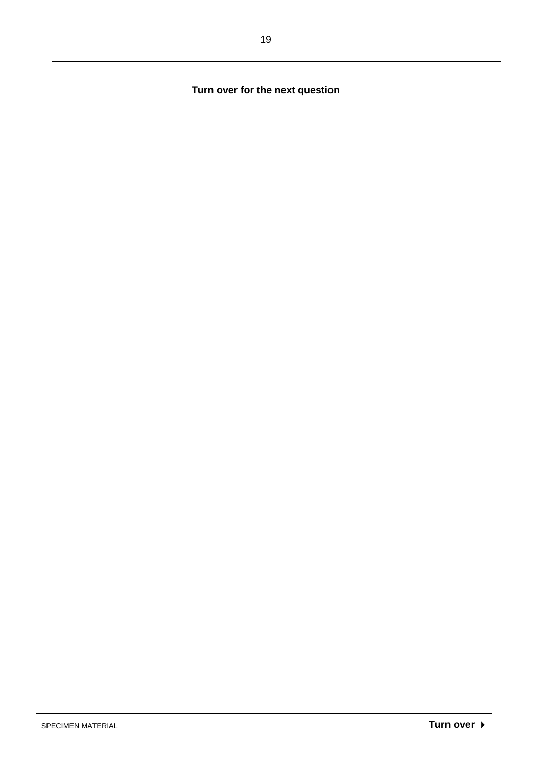**Turn over for the next question**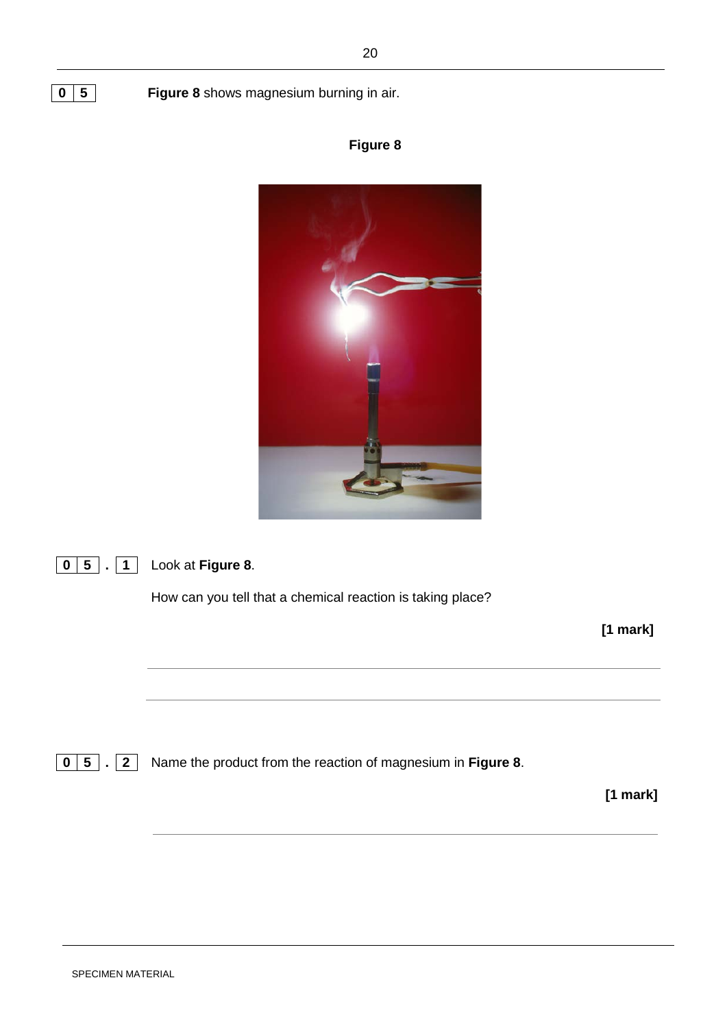**0 5** **Figure 8** shows magnesium burning in air.

**Figure 8**

**0 5 . 1** Look at **Figure 8**.

How can you tell that a chemical reaction is taking place?

**[1 mark]**

**0 5 . 2** Name the product from the reaction of magnesium in **Figure 8**.

**[1 mark]**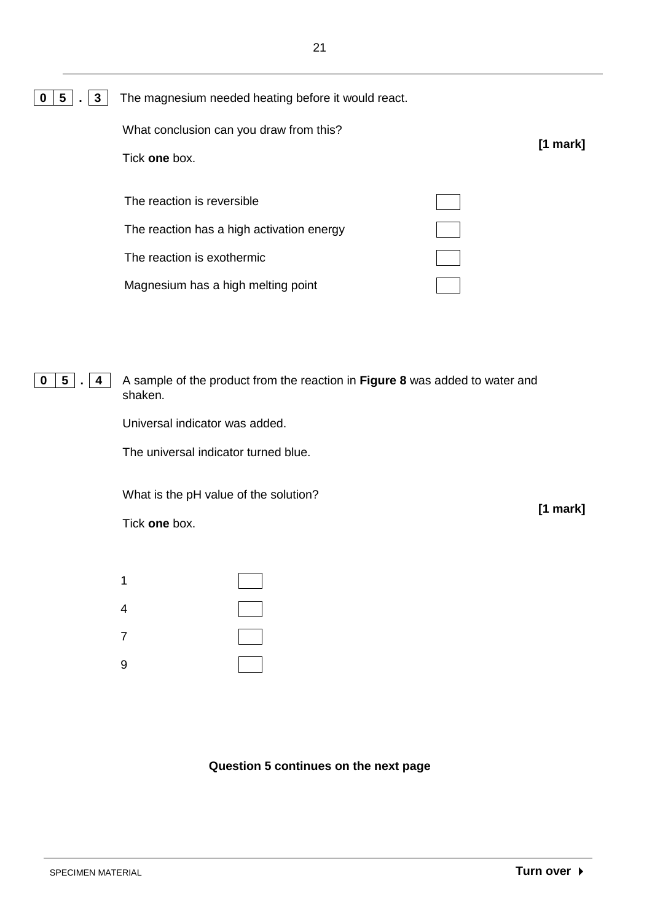**0 5 . 3** The magnesium needed heating before it would react.

What conclusion can you draw from this?

**[1 mark]**

Tick **one** box.

| | |
|---|---|
| The reaction is reversible | ☐ |
| The reaction has a high activation energy | ☐ |
| The reaction is exothermic | ☐ |
| Magnesium has a high melting point | ☐ |

**0 5 . 4** A sample of the product from the reaction in **Figure 8** was added to water and shaken.

Universal indicator was added.

The universal indicator turned blue.

What is the pH value of the solution?

**[1 mark]**

Tick **one** box.

| | |
|---|---|
| 1 | ☐ |
| 4 | ☐ |
| 7 | ☐ |
| 9 | ☐ |

**Question 5 continues on the next page**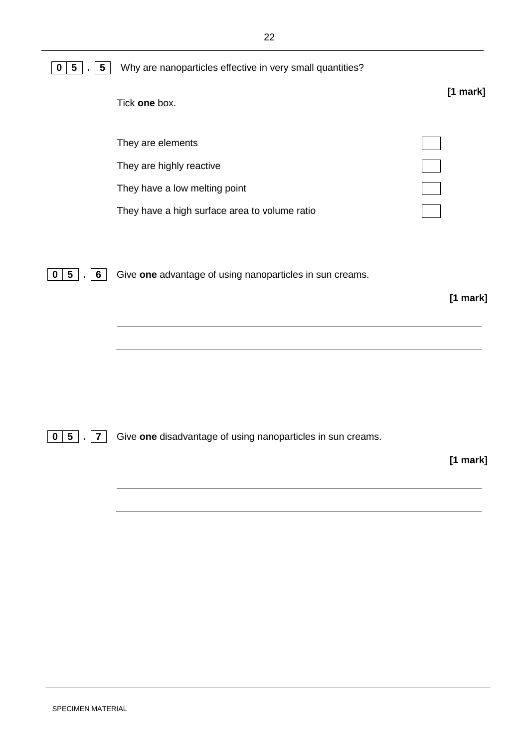**0 5 . 5** Why are nanoparticles effective in very small quantities?

**[1 mark]**

Tick **one** box.

- [ ] They are elements
- [ ] They are highly reactive
- [ ] They have a low melting point
- [ ] They have a high surface area to volume ratio

**0 5 . 6** Give **one** advantage of using nanoparticles in sun creams.

**[1 mark]**

____________________________________________________________

____________________________________________________________

**0 5 . 7** Give **one** disadvantage of using nanoparticles in sun creams.

**[1 mark]**

____________________________________________________________

____________________________________________________________

SPECIMEN MATERIAL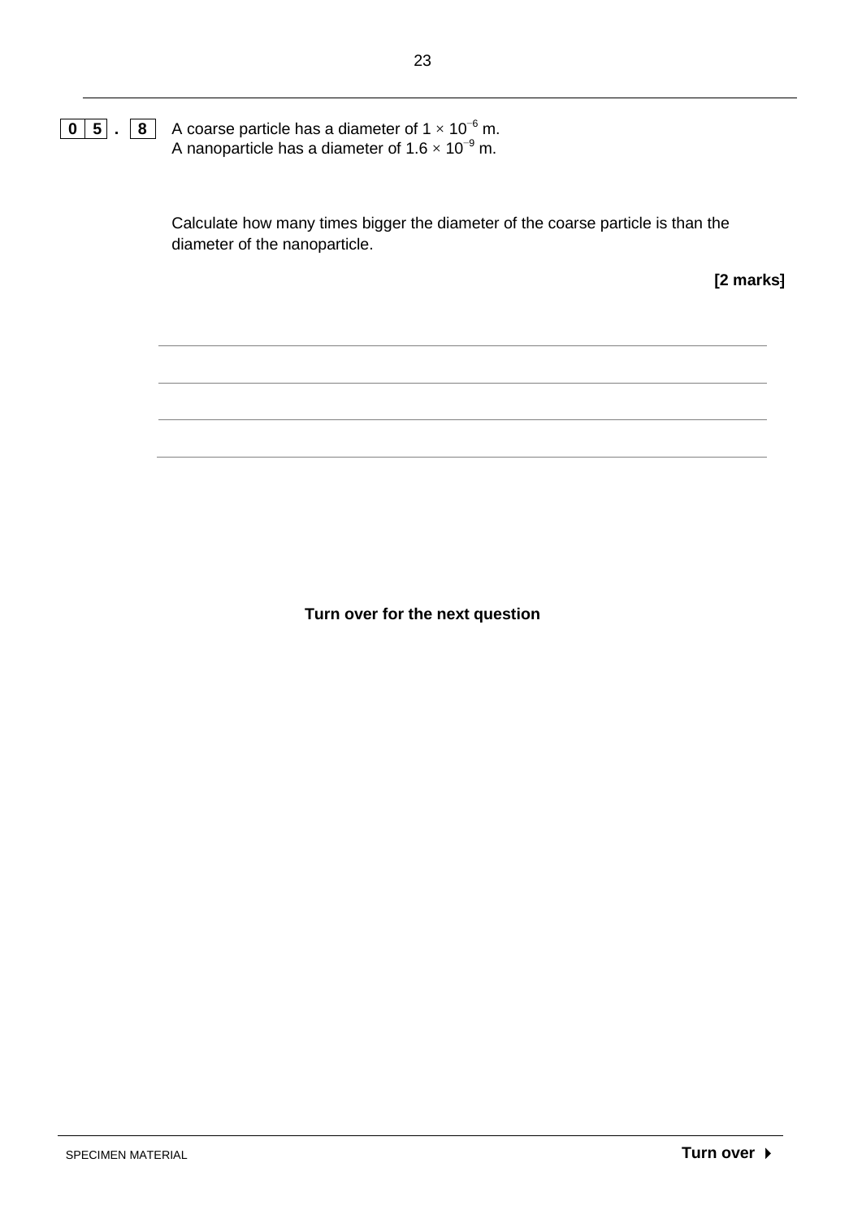**0 5 . 8** A coarse particle has a diameter of $1 \times 10^{-6}$ m.
A nanoparticle has a diameter of $1.6 \times 10^{-9}$ m.

Calculate how many times bigger the diameter of the coarse particle is than the diameter of the nanoparticle.

**[2 marks]**

---

---

---

---

**Turn over for the next question**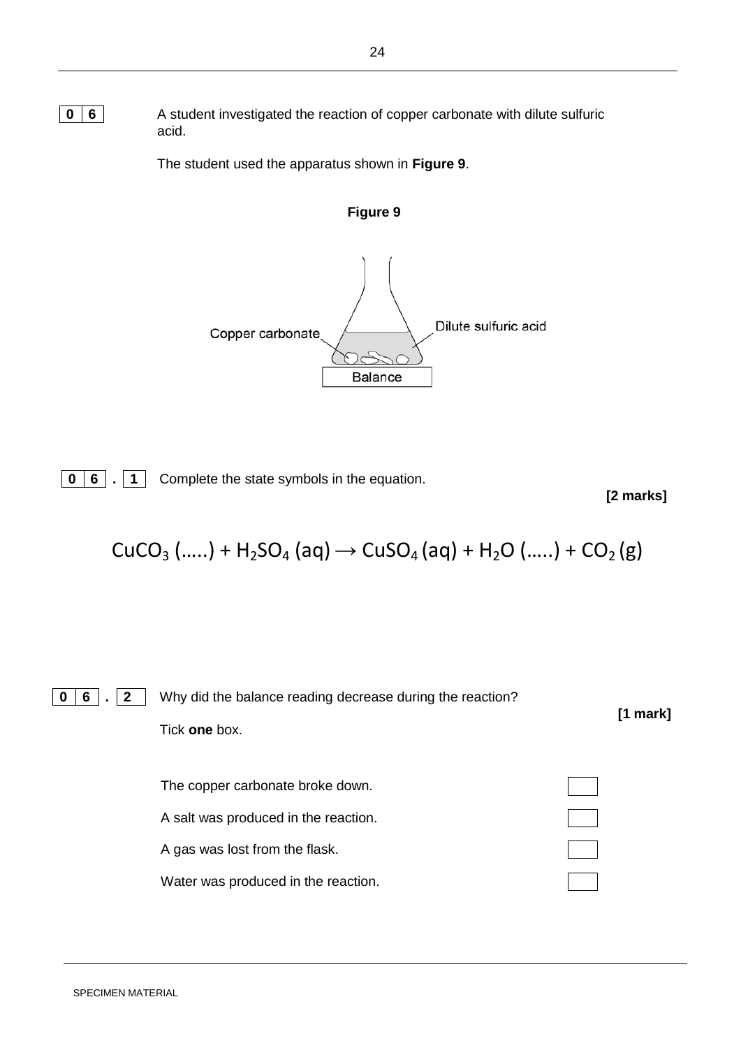**0 6** A student investigated the reaction of copper carbonate with dilute sulfuric acid.

The student used the apparatus shown in **Figure 9**.

**Figure 9**

Copper carbonate

Dilute sulfuric acid

Balance

**0 6 . 1** Complete the state symbols in the equation.

**[2 marks]**

$$CuCO_3\ (.....) + H_2SO_4\ (aq) \rightarrow CuSO_4\ (aq) + H_2O\ (.....) + CO_2\ (g)$$

**0 6 . 2** Why did the balance reading decrease during the reaction?

**[1 mark]**

Tick **one** box.

- [ ] The copper carbonate broke down.
- [ ] A salt was produced in the reaction.
- [ ] A gas was lost from the flask.
- [ ] Water was produced in the reaction.

SPECIMEN MATERIAL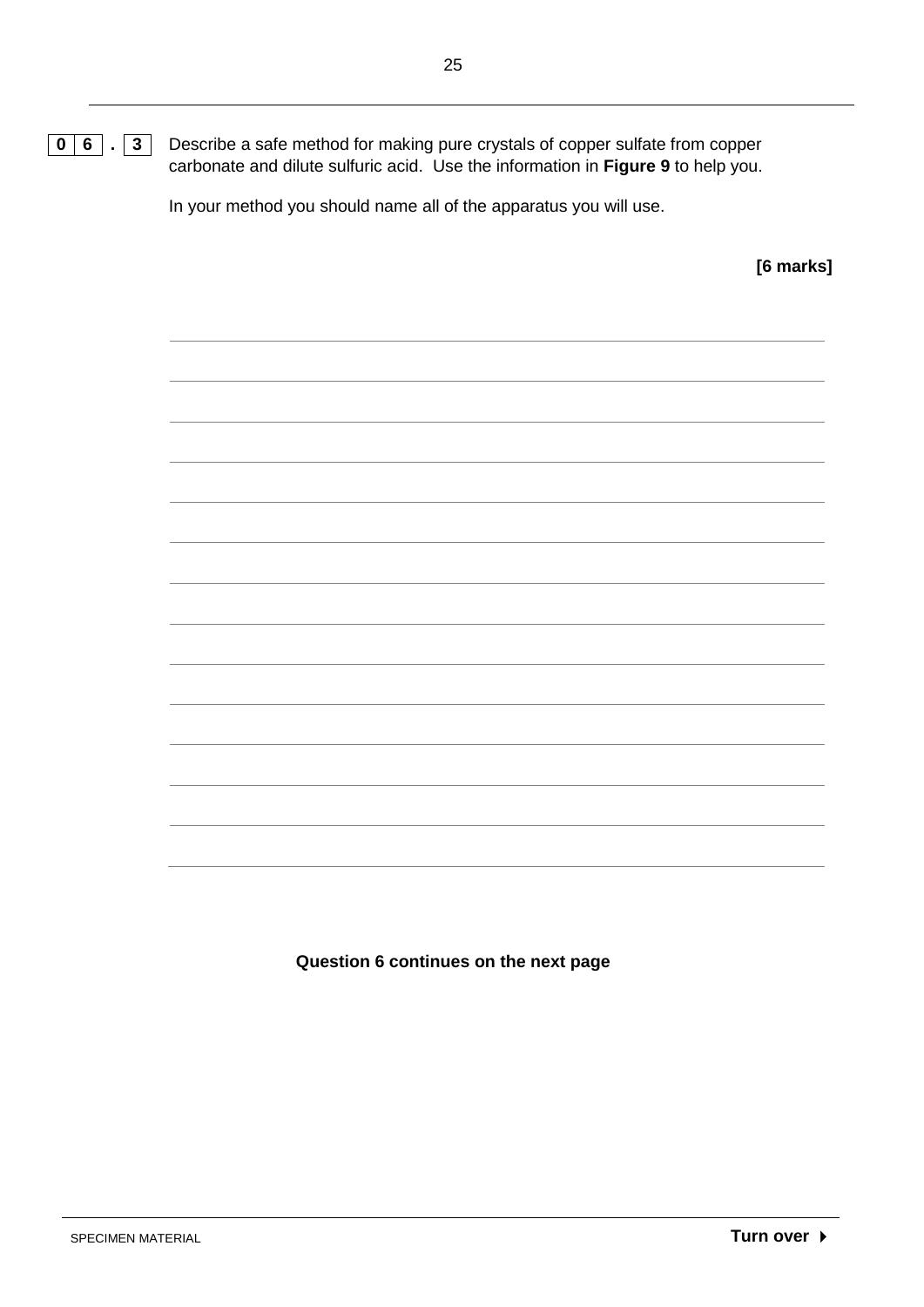**0 6 . 3** Describe a safe method for making pure crystals of copper sulfate from copper carbonate and dilute sulfuric acid. Use the information in **Figure 9** to help you.

In your method you should name all of the apparatus you will use.

**[6 marks]**

**Question 6 continues on the next page**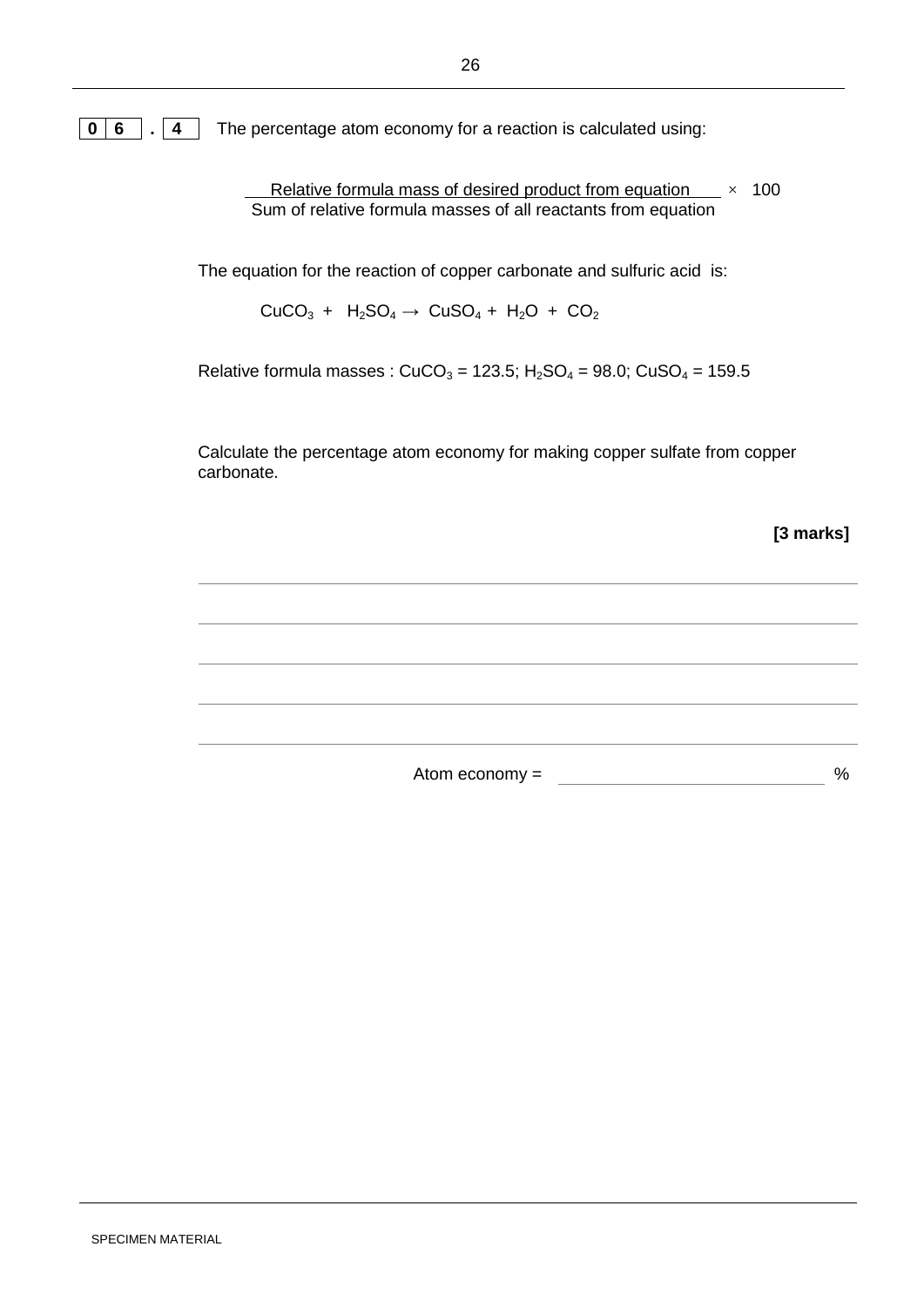**0 6 . 4** The percentage atom economy for a reaction is calculated using:

$$\frac{\text{Relative formula mass of desired product from equation}}{\text{Sum of relative formula masses of all reactants from equation}} \times 100$$

The equation for the reaction of copper carbonate and sulfuric acid is:

$$CuCO_3 + H_2SO_4 \rightarrow CuSO_4 + H_2O + CO_2$$

Relative formula masses : $CuCO_3$ = 123.5; $H_2SO_4$ = 98.0; $CuSO_4$ = 159.5

Calculate the percentage atom economy for making copper sulfate from copper carbonate.

**[3 marks]**

Atom economy = \_\_\_\_\_\_\_\_\_\_\_\_\_\_\_\_\_\_\_\_ %

SPECIMEN MATERIAL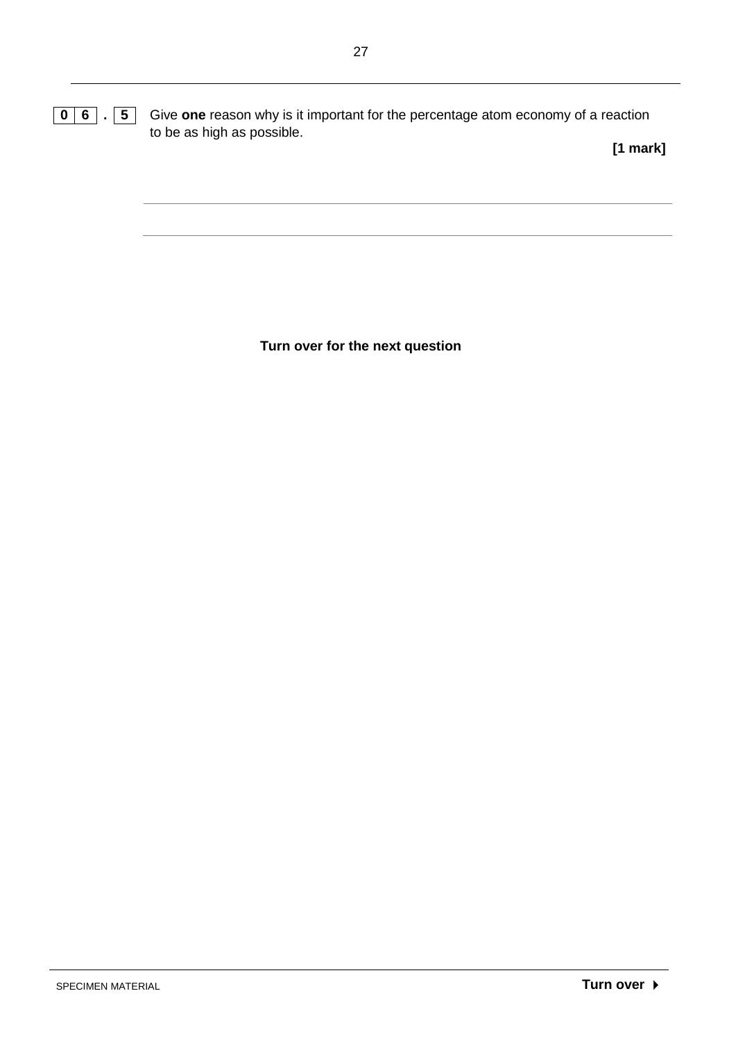**0 6 . 5** Give **one** reason why is it important for the percentage atom economy of a reaction to be as high as possible.

**[1 mark]**

____________________________________________________________________

____________________________________________________________________

**Turn over for the next question**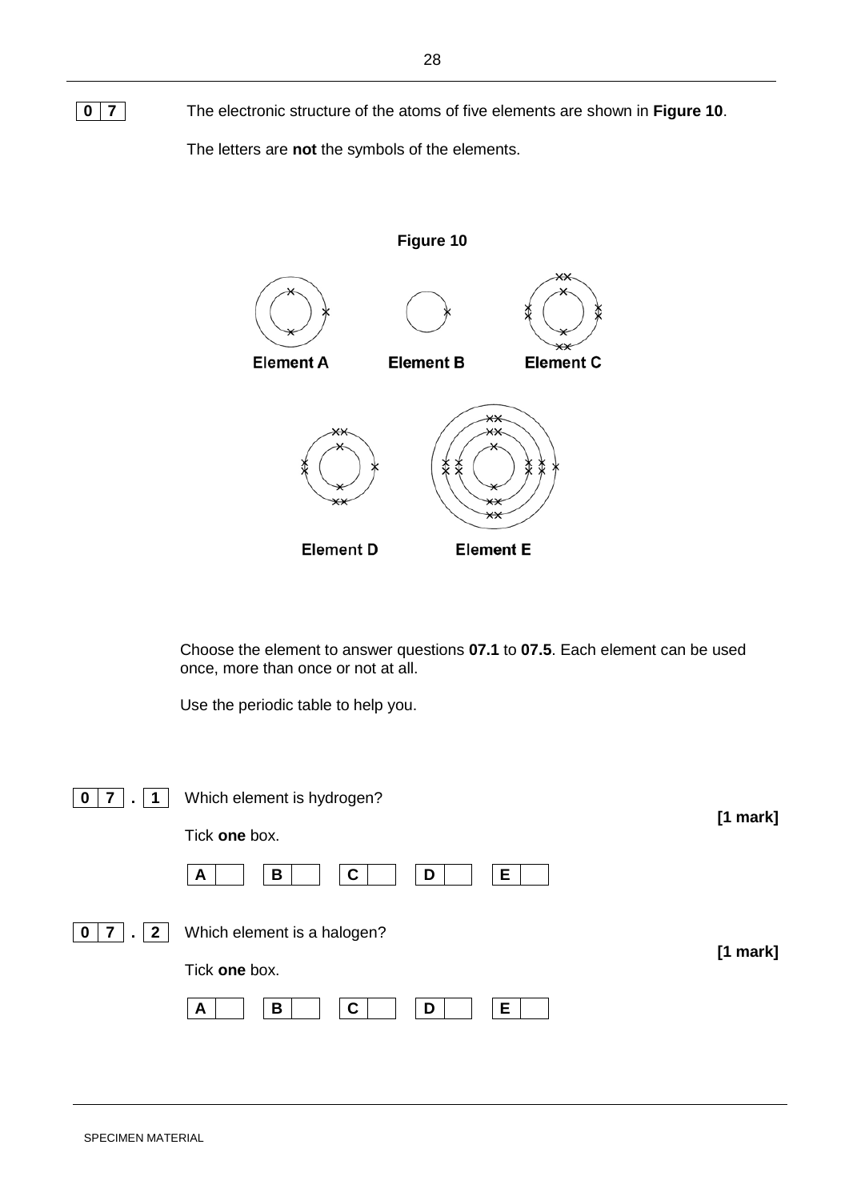**0 7** The electronic structure of the atoms of five elements are shown in **Figure 10**.

The letters are **not** the symbols of the elements.

**Figure 10**

Element A Element B Element C

Element D Element E

Choose the element to answer questions **07.1** to **07.5**. Each element can be used once, more than once or not at all.

Use the periodic table to help you.

**0 7 . 1** Which element is hydrogen? **[1 mark]**

Tick **one** box.

| A | | B | | C | | D | | E | |
|---|---|---|---|---|---|---|---|---|---|

**0 7 . 2** Which element is a halogen? **[1 mark]**

Tick **one** box.

| A | | B | | C | | D | | E | |
|---|---|---|---|---|---|---|---|---|---|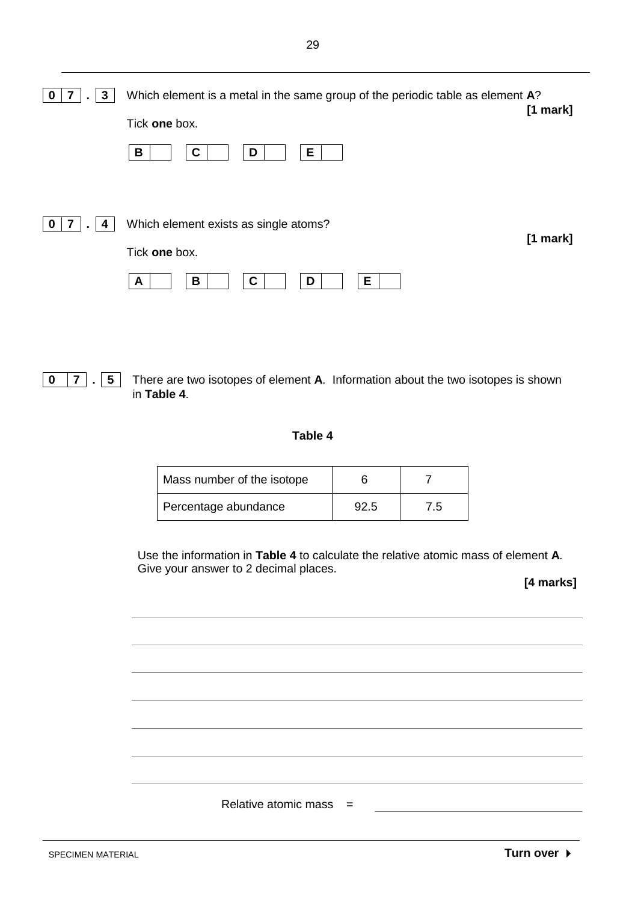**0 7 . 3** Which element is a metal in the same group of the periodic table as element **A**?

**[1 mark]**

Tick **one** box.

**B** ☐ **C** ☐ **D** ☐ **E** ☐

**0 7 . 4** Which element exists as single atoms?

**[1 mark]**

Tick **one** box.

**A** ☐ **B** ☐ **C** ☐ **D** ☐ **E** ☐

**0 7 . 5** There are two isotopes of element **A**. Information about the two isotopes is shown in **Table 4**.

**Table 4**

| Mass number of the isotope | 6 | 7 |
|---|---|---|
| Percentage abundance | 92.5 | 7.5 |

Use the information in **Table 4** to calculate the relative atomic mass of element **A**. Give your answer to 2 decimal places.

**[4 marks]**

Relative atomic mass = ____________________

SPECIMEN MATERIAL

**Turn over ▶**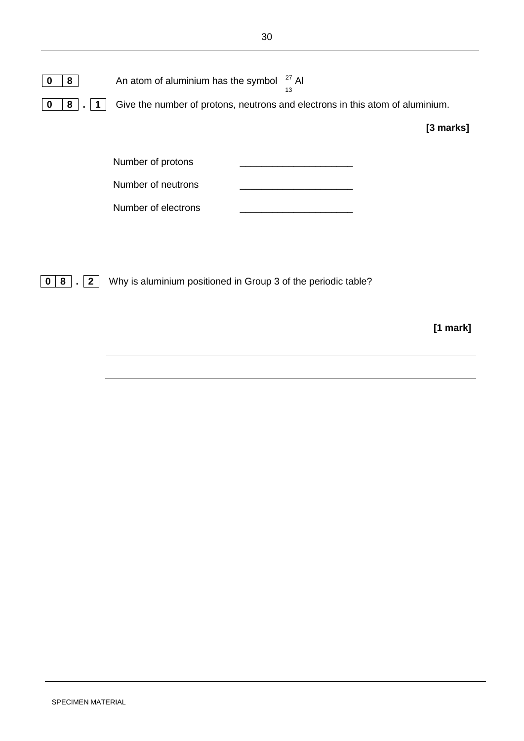**0 8** An atom of aluminium has the symbol $^{27}_{13}\text{Al}$

**0 8 . 1** Give the number of protons, neutrons and electrons in this atom of aluminium.

**[3 marks]**

Number of protons ____________________

Number of neutrons ____________________

Number of electrons ____________________

**0 8 . 2** Why is aluminium positioned in Group 3 of the periodic table?

**[1 mark]**

___________________________________________________________________

___________________________________________________________________

SPECIMEN MATERIAL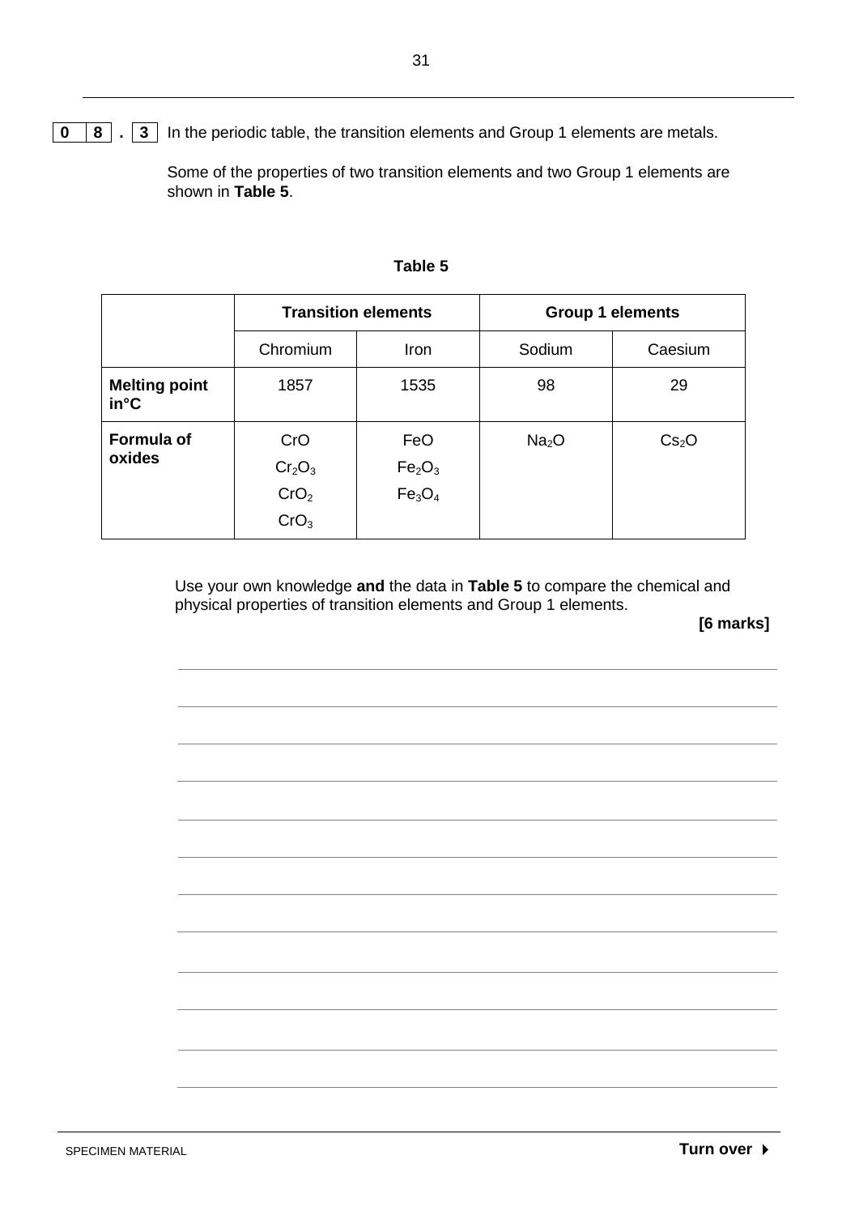**0 8 . 3** In the periodic table, the transition elements and Group 1 elements are metals.

Some of the properties of two transition elements and two Group 1 elements are shown in **Table 5**.

**Table 5**

| | **Transition elements** | | **Group 1 elements** | |
|---|---|---|---|---|
| | Chromium | Iron | Sodium | Caesium |
| **Melting point in°C** | 1857 | 1535 | 98 | 29 |
| **Formula of oxides** | $CrO$<br>$Cr_2O_3$<br>$CrO_2$<br>$CrO_3$ | $FeO$<br>$Fe_2O_3$<br>$Fe_3O_4$ | $Na_2O$ | $Cs_2O$ |

Use your own knowledge **and** the data in **Table 5** to compare the chemical and physical properties of transition elements and Group 1 elements.

**[6 marks]**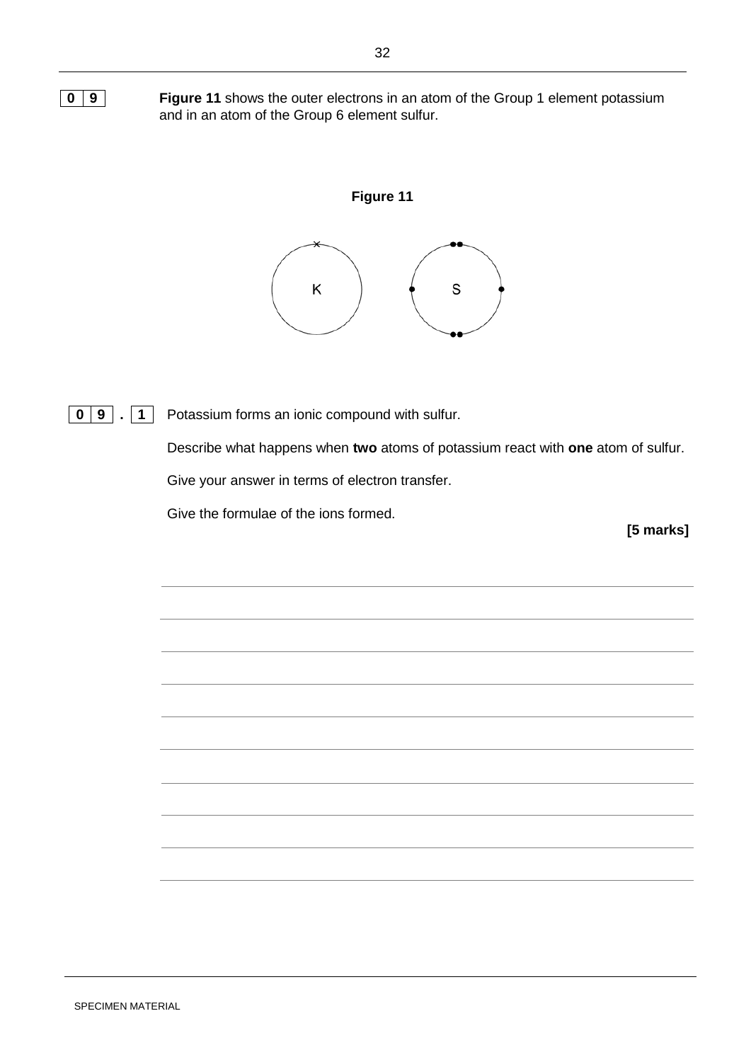**0 9** **Figure 11** shows the outer electrons in an atom of the Group 1 element potassium and in an atom of the Group 6 element sulfur.

**Figure 11**

K S

**0 9 . 1** Potassium forms an ionic compound with sulfur.

Describe what happens when **two** atoms of potassium react with **one** atom of sulfur.

Give your answer in terms of electron transfer.

Give the formulae of the ions formed.

**[5 marks]**

SPECIMEN MATERIAL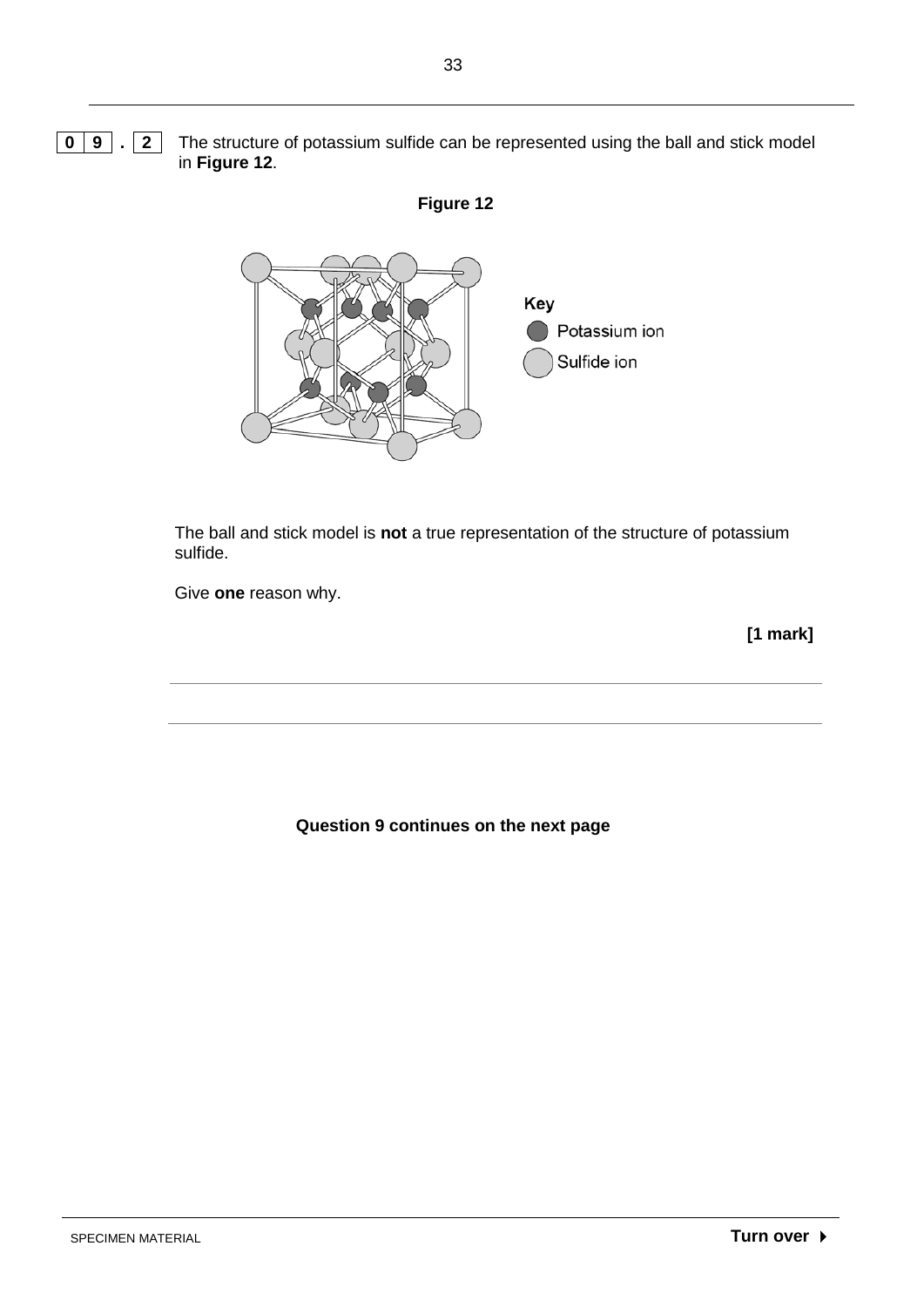**0 9 . 2** The structure of potassium sulfide can be represented using the ball and stick model in **Figure 12**.

**Figure 12**

Key

Potassium ion

Sulfide ion

The ball and stick model is **not** a true representation of the structure of potassium sulfide.

Give **one** reason why.

**[1 mark]**

______________________________________________________________________

______________________________________________________________________

**Question 9 continues on the next page**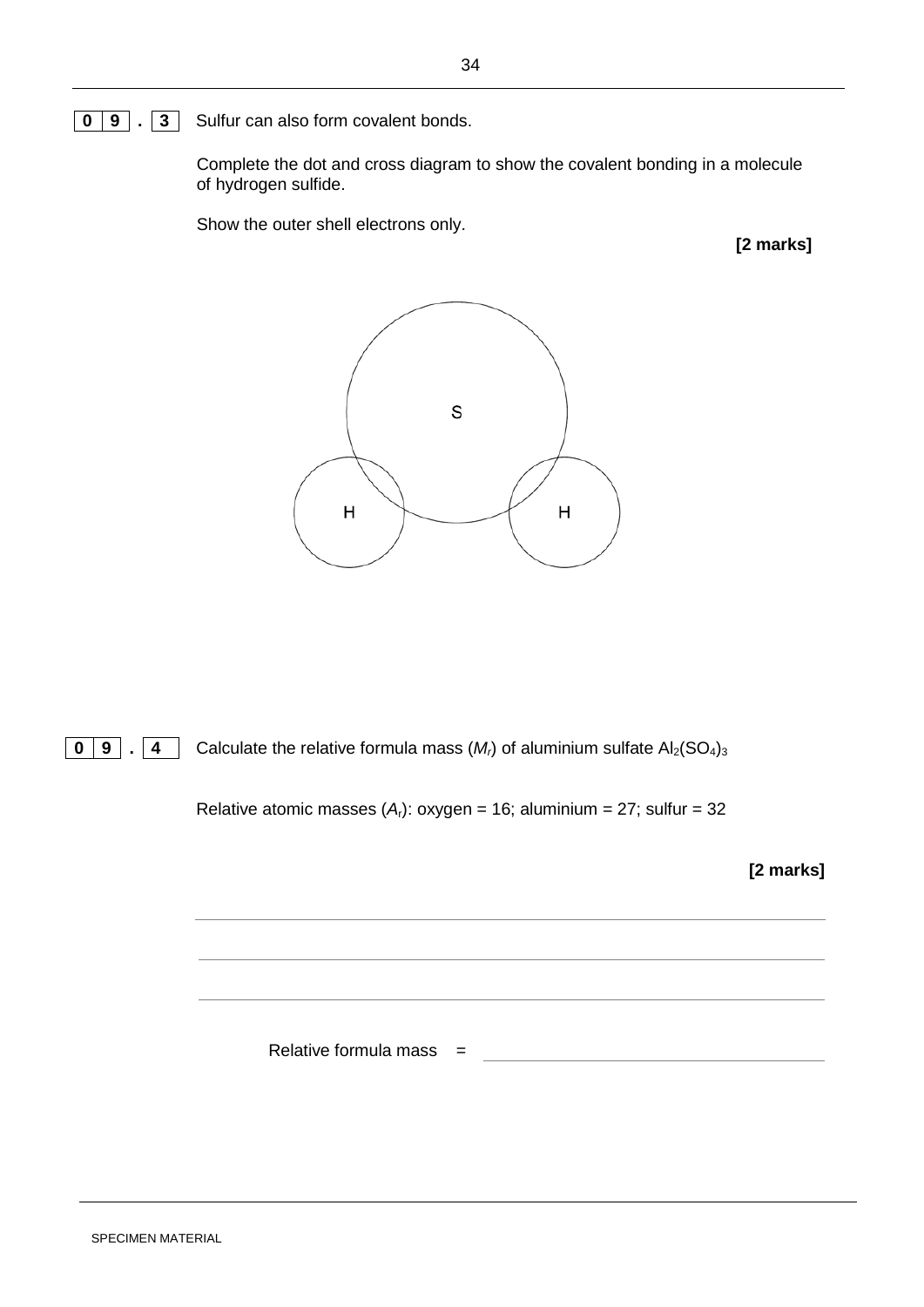**0 9 . 3** Sulfur can also form covalent bonds.

Complete the dot and cross diagram to show the covalent bonding in a molecule of hydrogen sulfide.

Show the outer shell electrons only.

**[2 marks]**

S

H H

**0 9 . 4** Calculate the relative formula mass ($M_r$) of aluminium sulfate $Al_2(SO_4)_3$

Relative atomic masses ($A_r$): oxygen = 16; aluminium = 27; sulfur = 32

**[2 marks]**

Relative formula mass = \_\_\_\_\_\_\_\_\_\_\_\_\_\_\_\_\_\_\_\_

SPECIMEN MATERIAL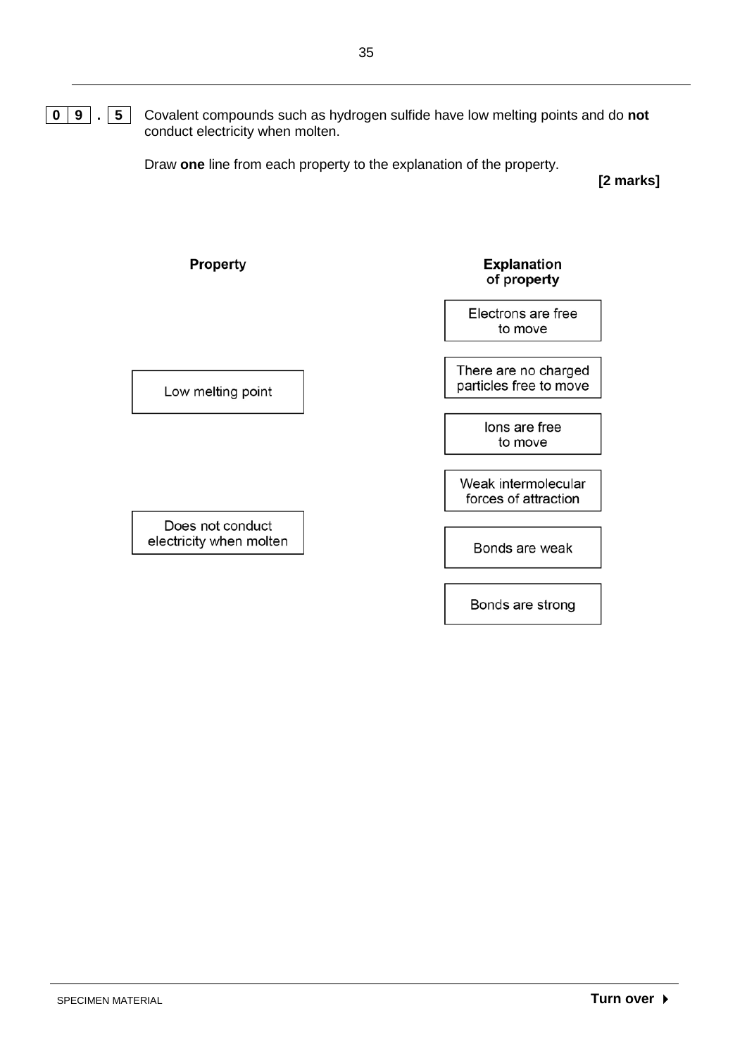**0 9 . 5** Covalent compounds such as hydrogen sulfide have low melting points and do **not** conduct electricity when molten.

Draw **one** line from each property to the explanation of the property.

**[2 marks]**

| **Property** | **Explanation of property** |
| --- | --- |
| | Electrons are free to move |
| Low melting point | There are no charged particles free to move |
| | Ions are free to move |
| | Weak intermolecular forces of attraction |
| Does not conduct electricity when molten | Bonds are weak |
| | Bonds are strong |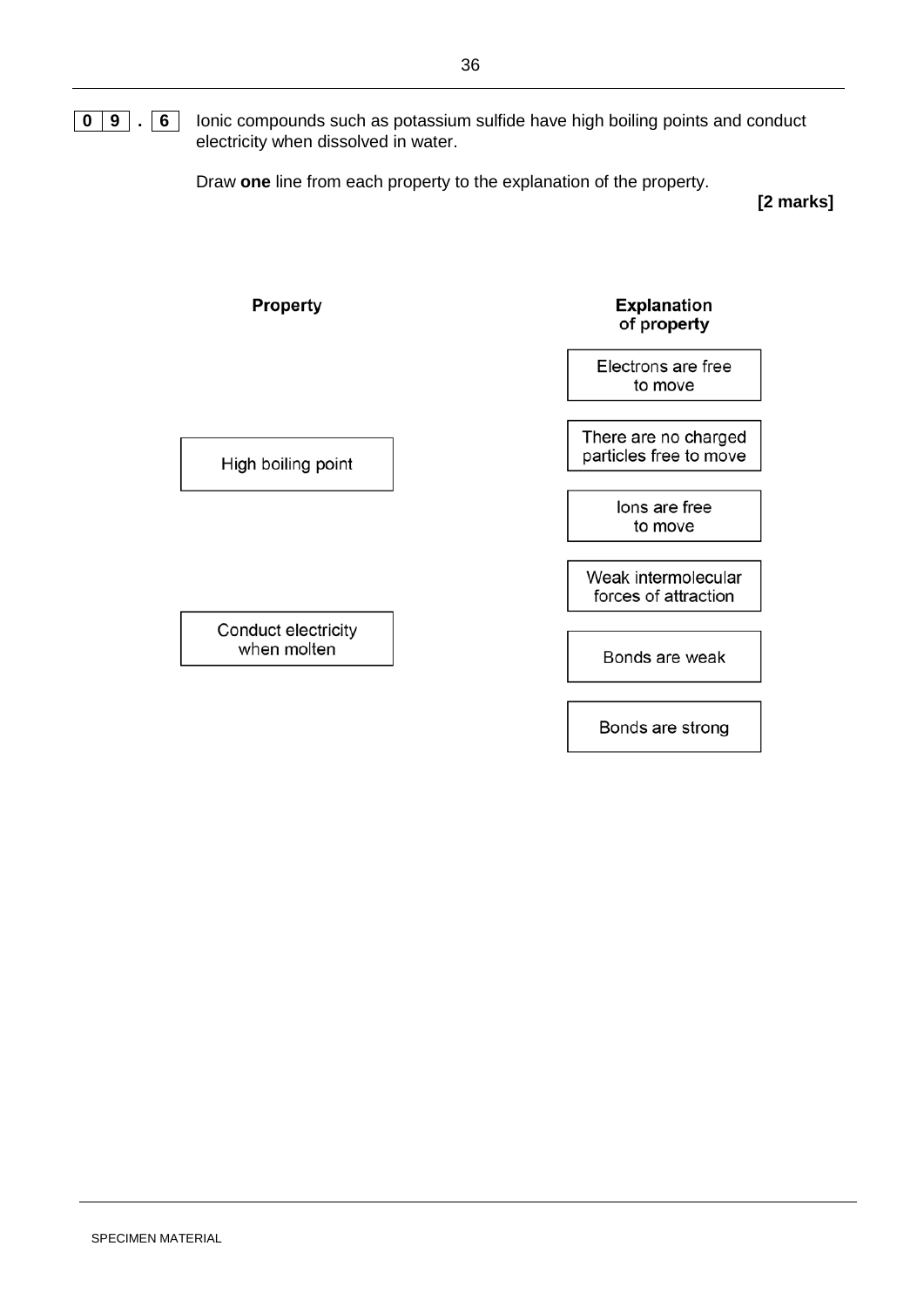**0 9 . 6** Ionic compounds such as potassium sulfide have high boiling points and conduct electricity when dissolved in water.

Draw **one** line from each property to the explanation of the property.

**[2 marks]**

| Property | Explanation of property |
| --- | --- |
| | Electrons are free to move |
| High boiling point | There are no charged particles free to move |
| | Ions are free to move |
| | Weak intermolecular forces of attraction |
| Conduct electricity when molten | Bonds are weak |
| | Bonds are strong |

SPECIMEN MATERIAL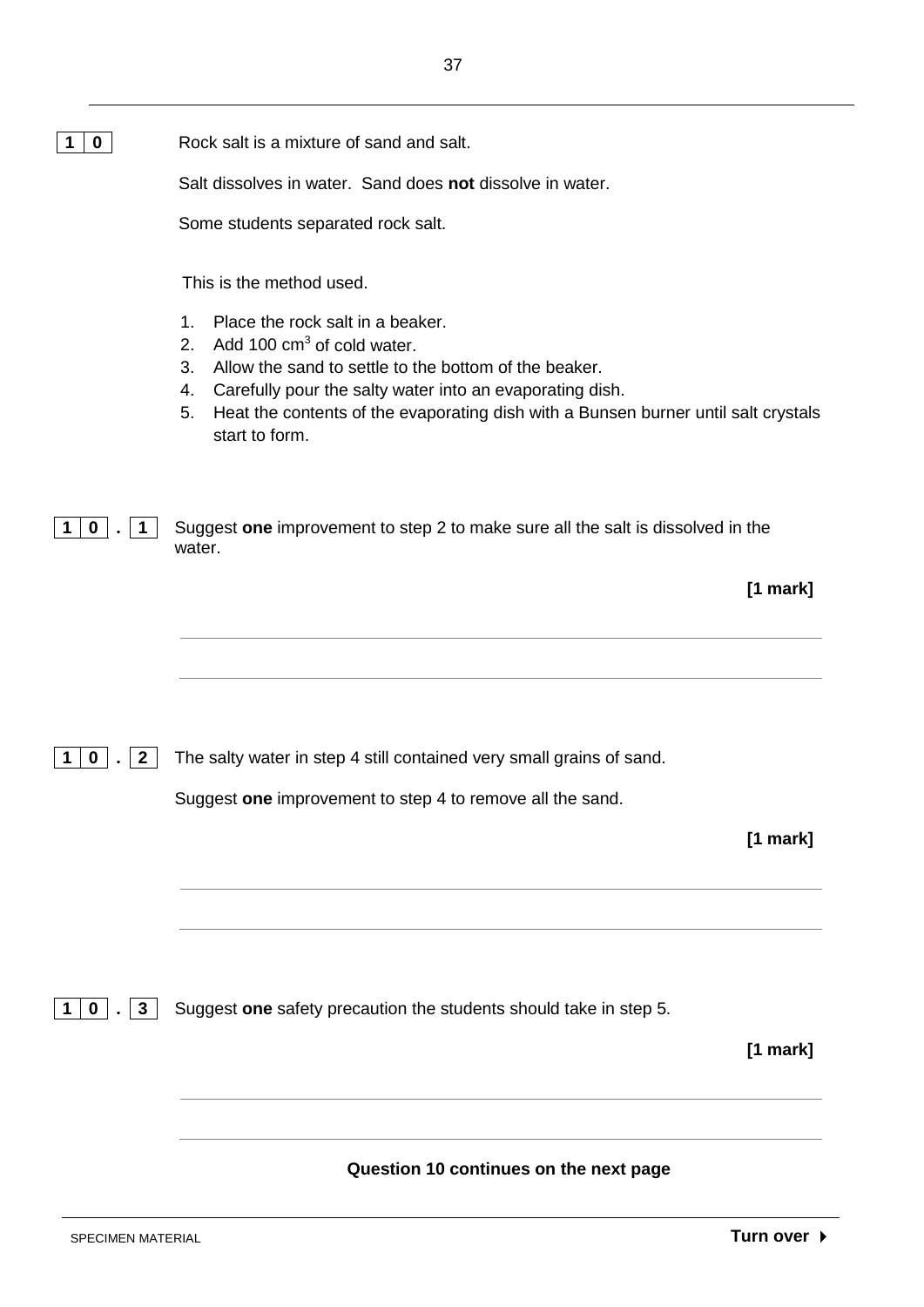**1 0** Rock salt is a mixture of sand and salt.

Salt dissolves in water. Sand does **not** dissolve in water.

Some students separated rock salt.

This is the method used.

1. Place the rock salt in a beaker.
2. Add 100 $cm^3$ of cold water.
3. Allow the sand to settle to the bottom of the beaker.
4. Carefully pour the salty water into an evaporating dish.
5. Heat the contents of the evaporating dish with a Bunsen burner until salt crystals start to form.

**1 0 . 1** Suggest **one** improvement to step 2 to make sure all the salt is dissolved in the water.

**[1 mark]**

____________________________________________________________

____________________________________________________________

**1 0 . 2** The salty water in step 4 still contained very small grains of sand.

Suggest **one** improvement to step 4 to remove all the sand.

**[1 mark]**

____________________________________________________________

____________________________________________________________

**1 0 . 3** Suggest **one** safety precaution the students should take in step 5.

**[1 mark]**

____________________________________________________________

____________________________________________________________

**Question 10 continues on the next page**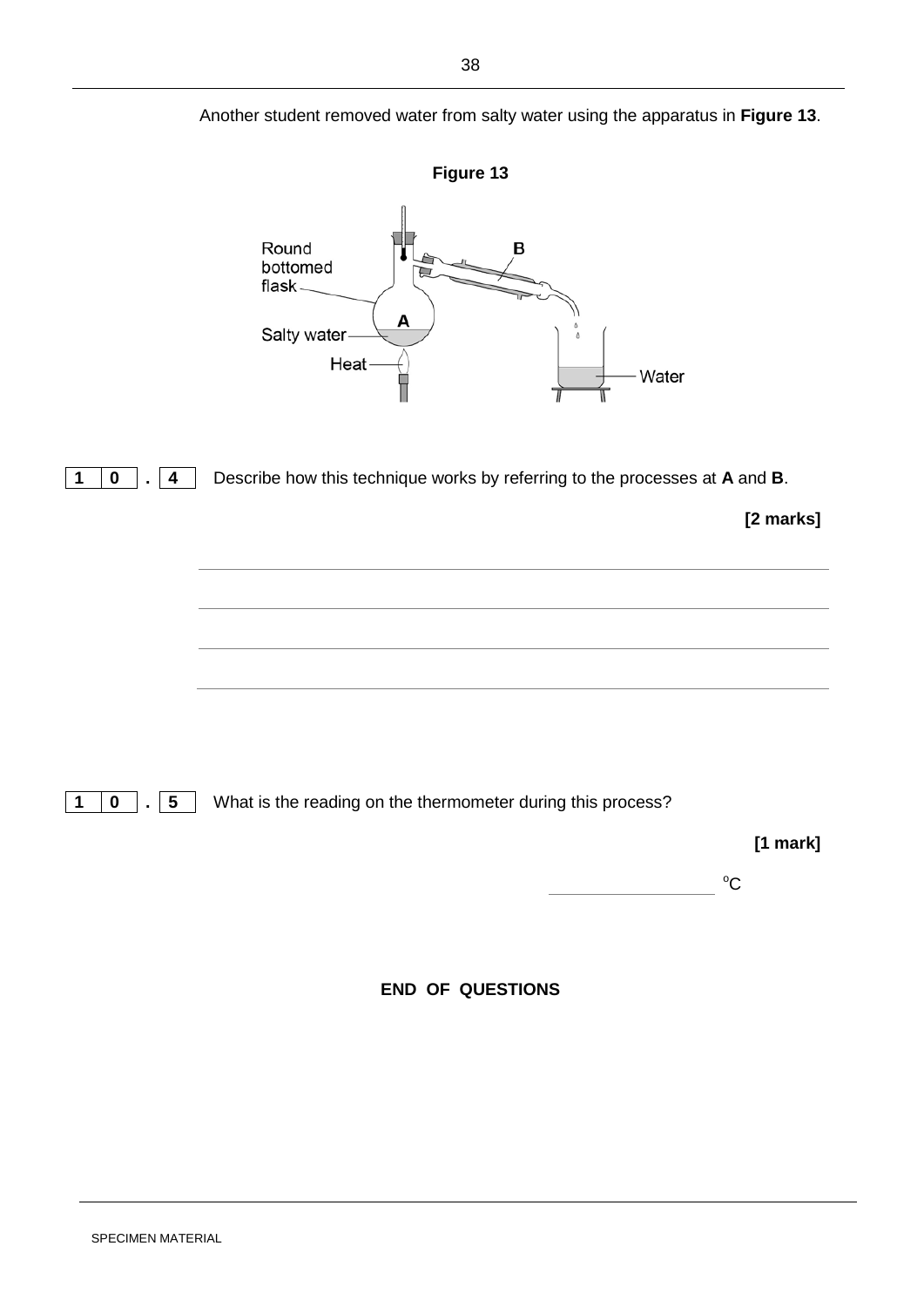Another student removed water from salty water using the apparatus in **Figure 13**.

**Figure 13**

**10.4** Describe how this technique works by referring to the processes at **A** and **B**.

**[2 marks]**

**10.5** What is the reading on the thermometer during this process?

**[1 mark]**

\_\_\_\_\_\_\_\_\_\_\_\_\_\_\_\_ °C

**END OF QUESTIONS**

SPECIMEN MATERIAL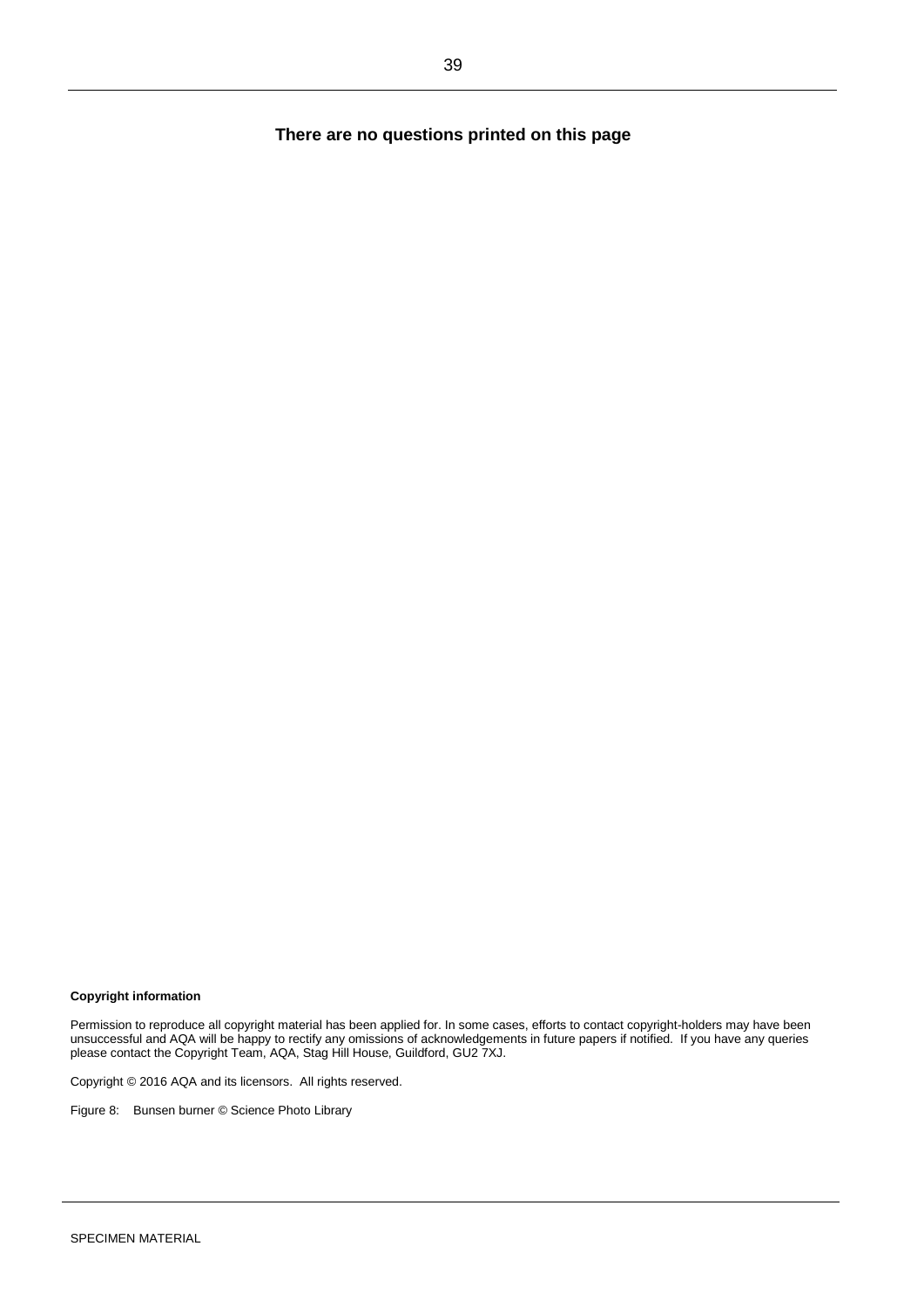**There are no questions printed on this page**

**Copyright information**

Permission to reproduce all copyright material has been applied for. In some cases, efforts to contact copyright-holders may have been unsuccessful and AQA will be happy to rectify any omissions of acknowledgements in future papers if notified. If you have any queries please contact the Copyright Team, AQA, Stag Hill House, Guildford, GU2 7XJ.

Copyright © 2016 AQA and its licensors. All rights reserved.

Figure 8: Bunsen burner © Science Photo Library